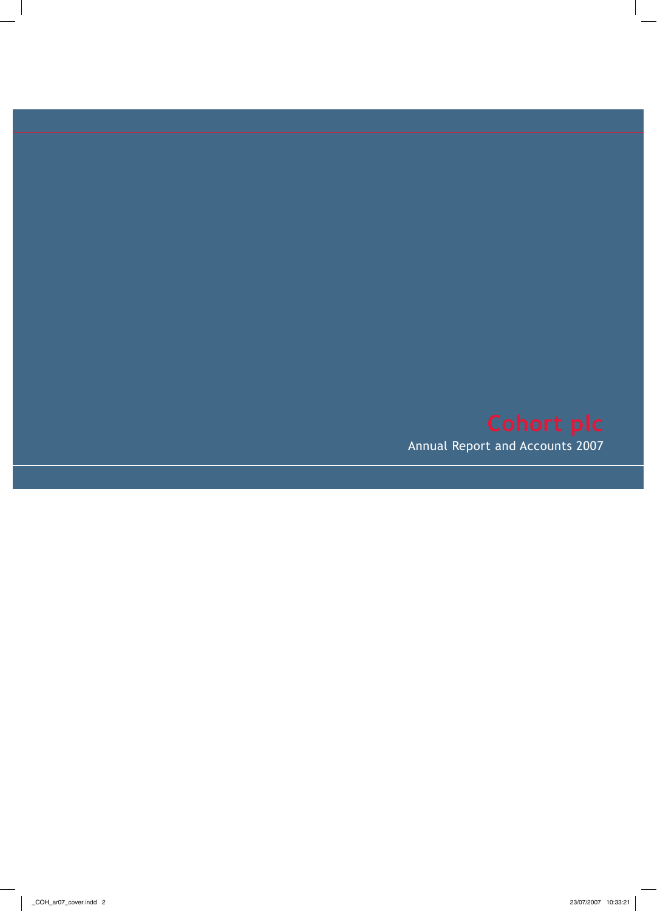# Cohort plc

Annual Report and Accounts 2007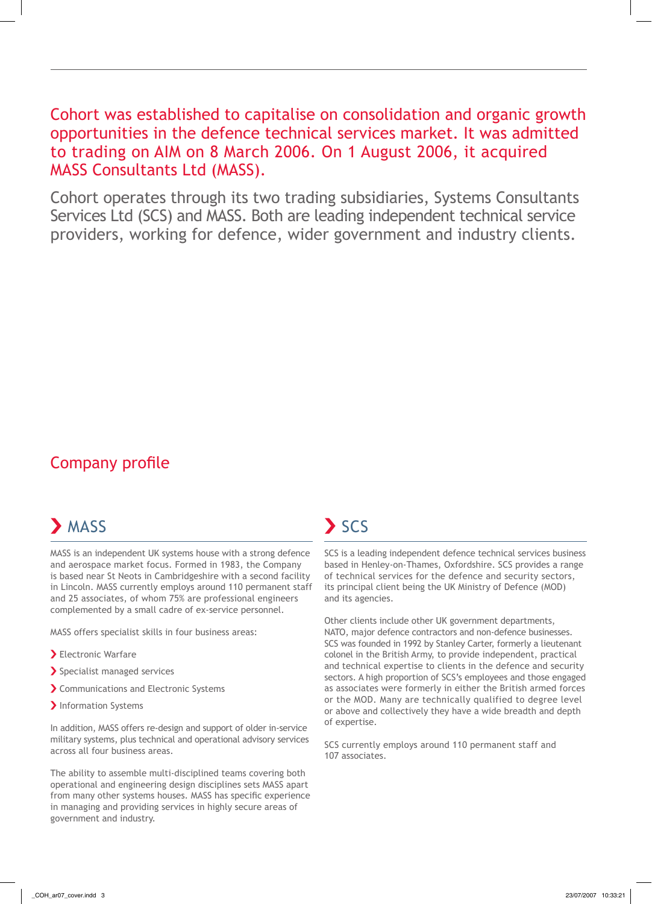Cohort was established to capitalise on consolidation and organic growth opportunities in the defence technical services market. It was admitted to trading on AIM on 8 March 2006. On 1 August 2006, it acquired MASS Consultants Ltd (MASS).

Cohort operates through its two trading subsidiaries, Systems Consultants Services Ltd (SCS) and MASS. Both are leading independent technical service providers, working for defence, wider government and industry clients.

# Company profile

## MASS

MASS is an independent UK systems house with a strong defence and aerospace market focus. Formed in 1983, the Company is based near St Neots in Cambridgeshire with a second facility in Lincoln. MASS currently employs around 110 permanent staff and 25 associates, of whom 75% are professional engineers complemented by a small cadre of ex-service personnel.

MASS offers specialist skills in four business areas:

- Electronic Warfare
- Specialist managed services
- Communications and Electronic Systems
- Information Systems

In addition, MASS offers re-design and support of older in-service military systems, plus technical and operational advisory services across all four business areas.

The ability to assemble multi-disciplined teams covering both operational and engineering design disciplines sets MASS apart from many other systems houses. MASS has specific experience in managing and providing services in highly secure areas of government and industry.

## SCS

SCS is a leading independent defence technical services business based in Henley-on-Thames, Oxfordshire. SCS provides a range of technical services for the defence and security sectors, its principal client being the UK Ministry of Defence (MOD) and its agencies.

Other clients include other UK government departments, NATO, major defence contractors and non-defence businesses. SCS was founded in 1992 by Stanley Carter, formerly a lieutenant colonel in the British Army, to provide independent, practical and technical expertise to clients in the defence and security sectors. A high proportion of SCS's employees and those engaged as associates were formerly in either the British armed forces or the MOD. Many are technically qualified to degree level or above and collectively they have a wide breadth and depth of expertise.

SCS currently employs around 110 permanent staff and 107 associates.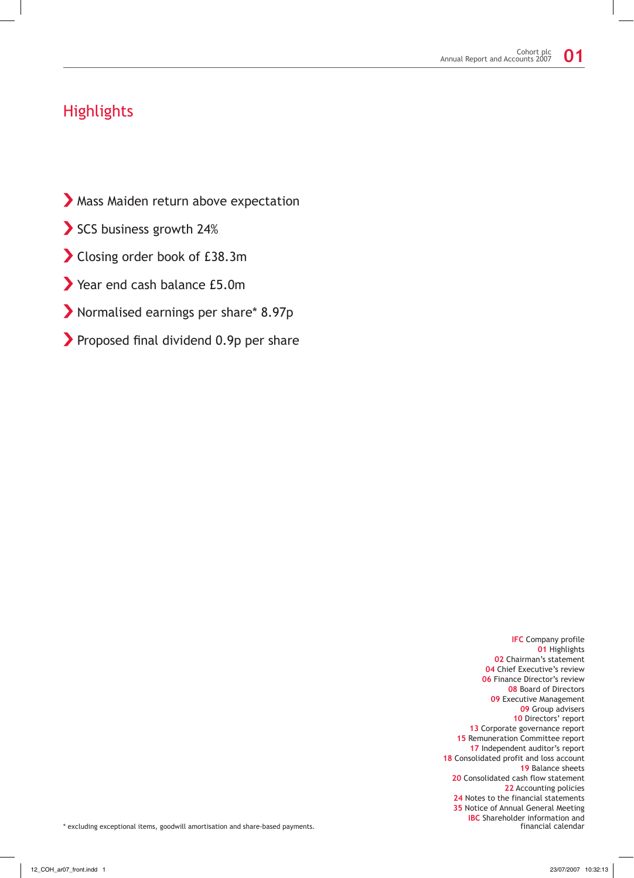# Highlights

- Mass Maiden return above expectation
- SCS business growth 24%
- Closing order book of £38.3m
- Year end cash balance £5.0m
- Normalised earnings per share* 8.97p
- Proposed final dividend 0.9p per share

**IFC** Company profile
**01** Highlights
**02** Chairman's statement
**04** Chief Executive's review
**06** Finance Director's review
**08** Board of Directors
**09** Executive Management
**09** Group advisers
**10** Directors' report
**13** Corporate governance report
**15** Remuneration Committee report
**17** Independent auditor's report
**18** Consolidated profit and loss account
**19** Balance sheets
**20** Consolidated cash flow statement
**22** Accounting policies
**24** Notes to the financial statements
**35** Notice of Annual General Meeting
**IBC** Shareholder information and financial calendar

* excluding exceptional items, goodwill amortisation and share-based payments.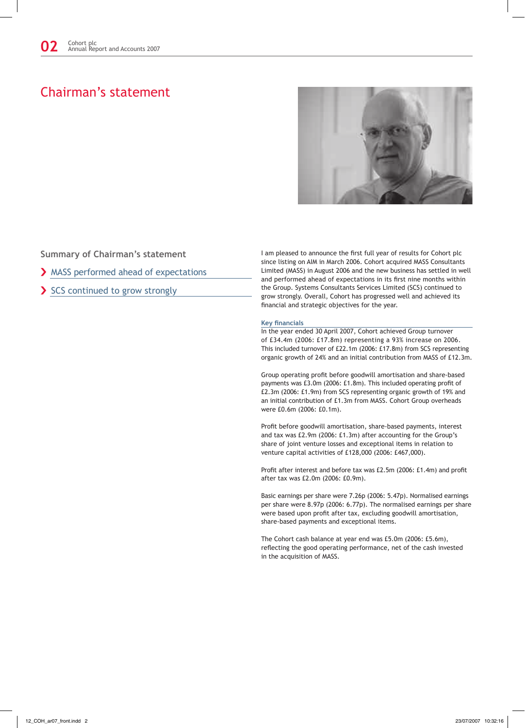# Chairman's statement

## Summary of Chairman's statement

- MASS performed ahead of expectations
- SCS continued to grow strongly

I am pleased to announce the first full year of results for Cohort plc since listing on AIM in March 2006. Cohort acquired MASS Consultants Limited (MASS) in August 2006 and the new business has settled in well and performed ahead of expectations in its first nine months within the Group. Systems Consultants Services Limited (SCS) continued to grow strongly. Overall, Cohort has progressed well and achieved its financial and strategic objectives for the year.

### Key financials

In the year ended 30 April 2007, Cohort achieved Group turnover of £34.4m (2006: £17.8m) representing a 93% increase on 2006. This included turnover of £22.1m (2006: £17.8m) from SCS representing organic growth of 24% and an initial contribution from MASS of £12.3m.

Group operating profit before goodwill amortisation and share-based payments was £3.0m (2006: £1.8m). This included operating profit of £2.3m (2006: £1.9m) from SCS representing organic growth of 19% and an initial contribution of £1.3m from MASS. Cohort Group overheads were £0.6m (2006: £0.1m).

Profit before goodwill amortisation, share-based payments, interest and tax was £2.9m (2006: £1.3m) after accounting for the Group's share of joint venture losses and exceptional items in relation to venture capital activities of £128,000 (2006: £467,000).

Profit after interest and before tax was £2.5m (2006: £1.4m) and profit after tax was £2.0m (2006: £0.9m).

Basic earnings per share were 7.26p (2006: 5.47p). Normalised earnings per share were 8.97p (2006: 6.77p). The normalised earnings per share were based upon profit after tax, excluding goodwill amortisation, share-based payments and exceptional items.

The Cohort cash balance at year end was £5.0m (2006: £5.6m), reflecting the good operating performance, net of the cash invested in the acquisition of MASS.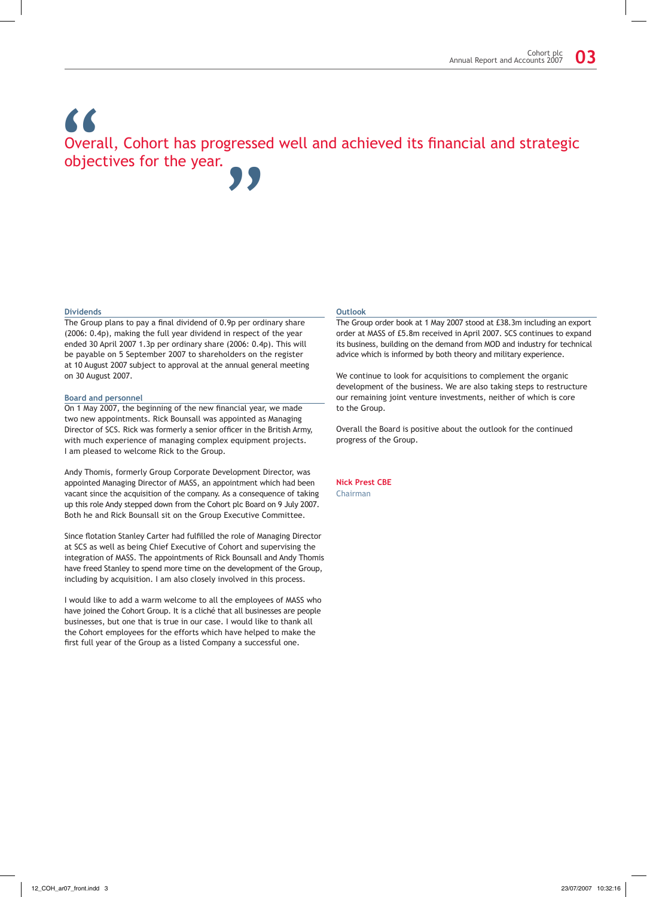> "Overall, Cohort has progressed well and achieved its financial and strategic objectives for the year."

### Dividends

The Group plans to pay a final dividend of 0.9p per ordinary share (2006: 0.4p), making the full year dividend in respect of the year ended 30 April 2007 1.3p per ordinary share (2006: 0.4p). This will be payable on 5 September 2007 to shareholders on the register at 10 August 2007 subject to approval at the annual general meeting on 30 August 2007.

### Board and personnel

On 1 May 2007, the beginning of the new financial year, we made two new appointments. Rick Bounsall was appointed as Managing Director of SCS. Rick was formerly a senior officer in the British Army, with much experience of managing complex equipment projects. I am pleased to welcome Rick to the Group.

Andy Thomis, formerly Group Corporate Development Director, was appointed Managing Director of MASS, an appointment which had been vacant since the acquisition of the company. As a consequence of taking up this role Andy stepped down from the Cohort plc Board on 9 July 2007. Both he and Rick Bounsall sit on the Group Executive Committee.

Since flotation Stanley Carter had fulfilled the role of Managing Director at SCS as well as being Chief Executive of Cohort and supervising the integration of MASS. The appointments of Rick Bounsall and Andy Thomis have freed Stanley to spend more time on the development of the Group, including by acquisition. I am also closely involved in this process.

I would like to add a warm welcome to all the employees of MASS who have joined the Cohort Group. It is a cliché that all businesses are people businesses, but one that is true in our case. I would like to thank all the Cohort employees for the efforts which have helped to make the first full year of the Group as a listed Company a successful one.

### Outlook

The Group order book at 1 May 2007 stood at £38.3m including an export order at MASS of £5.8m received in April 2007. SCS continues to expand its business, building on the demand from MOD and industry for technical advice which is informed by both theory and military experience.

We continue to look for acquisitions to complement the organic development of the business. We are also taking steps to restructure our remaining joint venture investments, neither of which is core to the Group.

Overall the Board is positive about the outlook for the continued progress of the Group.

**Nick Prest CBE**
Chairman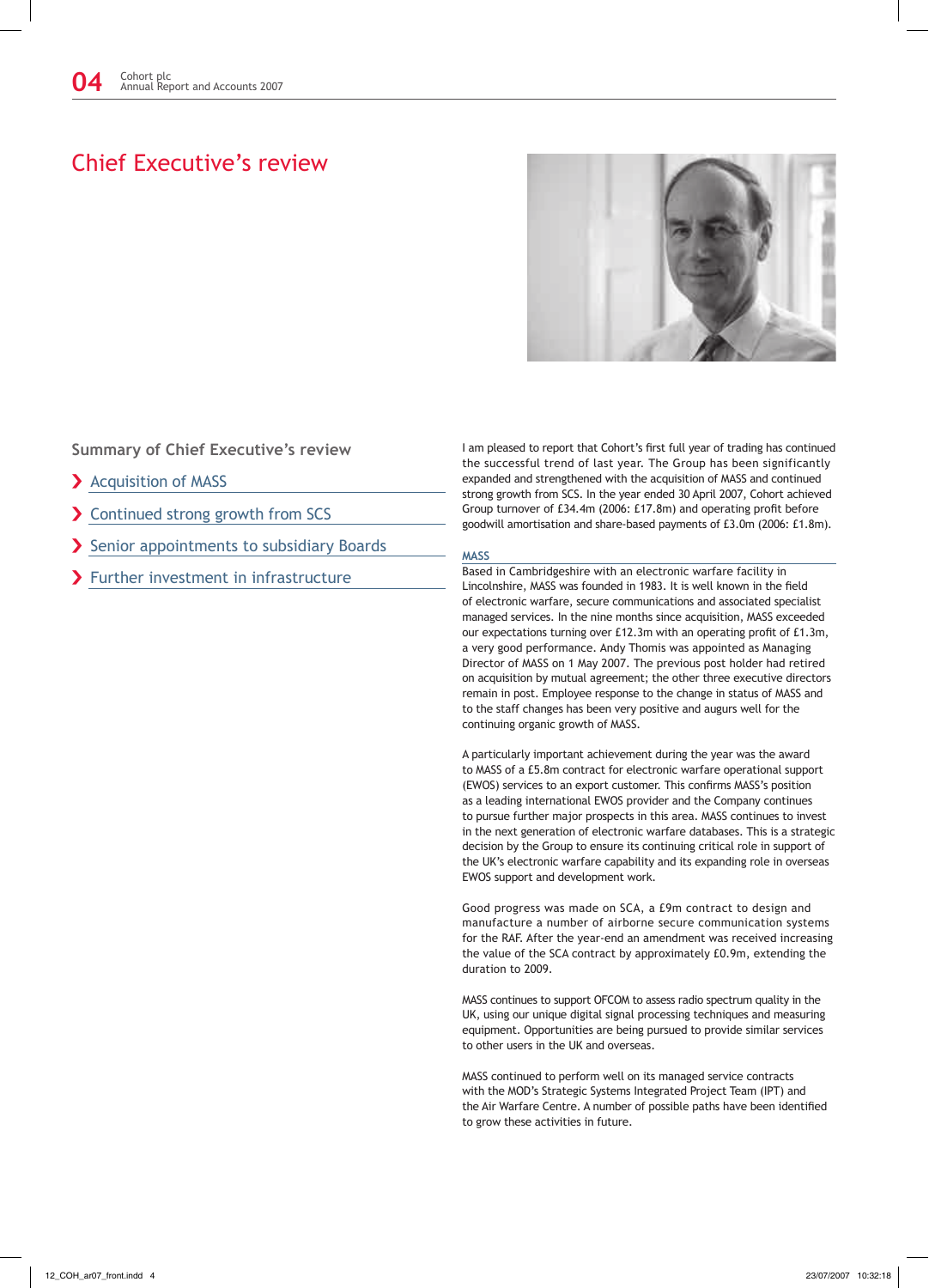# Chief Executive's review

## Summary of Chief Executive's review

- Acquisition of MASS
- Continued strong growth from SCS
- Senior appointments to subsidiary Boards
- Further investment in infrastructure

I am pleased to report that Cohort's first full year of trading has continued the successful trend of last year. The Group has been significantly expanded and strengthened with the acquisition of MASS and continued strong growth from SCS. In the year ended 30 April 2007, Cohort achieved Group turnover of £34.4m (2006: £17.8m) and operating profit before goodwill amortisation and share-based payments of £3.0m (2006: £1.8m).

### MASS

Based in Cambridgeshire with an electronic warfare facility in Lincolnshire, MASS was founded in 1983. It is well known in the field of electronic warfare, secure communications and associated specialist managed services. In the nine months since acquisition, MASS exceeded our expectations turning over £12.3m with an operating profit of £1.3m, a very good performance. Andy Thomis was appointed as Managing Director of MASS on 1 May 2007. The previous post holder had retired on acquisition by mutual agreement; the other three executive directors remain in post. Employee response to the change in status of MASS and to the staff changes has been very positive and augurs well for the continuing organic growth of MASS.

A particularly important achievement during the year was the award to MASS of a £5.8m contract for electronic warfare operational support (EWOS) services to an export customer. This confirms MASS's position as a leading international EWOS provider and the Company continues to pursue further major prospects in this area. MASS continues to invest in the next generation of electronic warfare databases. This is a strategic decision by the Group to ensure its continuing critical role in support of the UK's electronic warfare capability and its expanding role in overseas EWOS support and development work.

Good progress was made on SCA, a £9m contract to design and manufacture a number of airborne secure communication systems for the RAF. After the year-end an amendment was received increasing the value of the SCA contract by approximately £0.9m, extending the duration to 2009.

MASS continues to support OFCOM to assess radio spectrum quality in the UK, using our unique digital signal processing techniques and measuring equipment. Opportunities are being pursued to provide similar services to other users in the UK and overseas.

MASS continued to perform well on its managed service contracts with the MOD's Strategic Systems Integrated Project Team (IPT) and the Air Warfare Centre. A number of possible paths have been identified to grow these activities in future.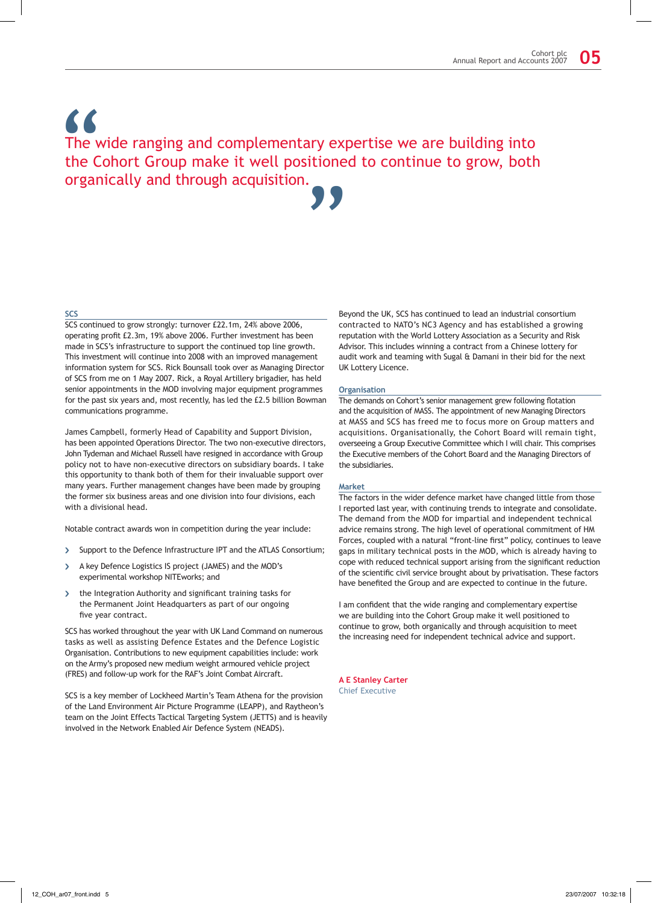> "The wide ranging and complementary expertise we are building into the Cohort Group make it well positioned to continue to grow, both organically and through acquisition."

### SCS

SCS continued to grow strongly: turnover £22.1m, 24% above 2006, operating profit £2.3m, 19% above 2006. Further investment has been made in SCS's infrastructure to support the continued top line growth. This investment will continue into 2008 with an improved management information system for SCS. Rick Bounsall took over as Managing Director of SCS from me on 1 May 2007. Rick, a Royal Artillery brigadier, has held senior appointments in the MOD involving major equipment programmes for the past six years and, most recently, has led the £2.5 billion Bowman communications programme.

James Campbell, formerly Head of Capability and Support Division, has been appointed Operations Director. The two non-executive directors, John Tydeman and Michael Russell have resigned in accordance with Group policy not to have non-executive directors on subsidiary boards. I take this opportunity to thank both of them for their invaluable support over many years. Further management changes have been made by grouping the former six business areas and one division into four divisions, each with a divisional head.

Notable contract awards won in competition during the year include:

- Support to the Defence Infrastructure IPT and the ATLAS Consortium;
- A key Defence Logistics IS project (JAMES) and the MOD's experimental workshop NITEworks; and
- the Integration Authority and significant training tasks for the Permanent Joint Headquarters as part of our ongoing five year contract.

SCS has worked throughout the year with UK Land Command on numerous tasks as well as assisting Defence Estates and the Defence Logistic Organisation. Contributions to new equipment capabilities include: work on the Army's proposed new medium weight armoured vehicle project (FRES) and follow-up work for the RAF's Joint Combat Aircraft.

SCS is a key member of Lockheed Martin's Team Athena for the provision of the Land Environment Air Picture Programme (LEAPP), and Raytheon's team on the Joint Effects Tactical Targeting System (JETTS) and is heavily involved in the Network Enabled Air Defence System (NEADS).

Beyond the UK, SCS has continued to lead an industrial consortium contracted to NATO's NC3 Agency and has established a growing reputation with the World Lottery Association as a Security and Risk Advisor. This includes winning a contract from a Chinese lottery for audit work and teaming with Sugal & Damani in their bid for the next UK Lottery Licence.

### Organisation

The demands on Cohort's senior management grew following flotation and the acquisition of MASS. The appointment of new Managing Directors at MASS and SCS has freed me to focus more on Group matters and acquisitions. Organisationally, the Cohort Board will remain tight, overseeing a Group Executive Committee which I will chair. This comprises the Executive members of the Cohort Board and the Managing Directors of the subsidiaries.

### Market

The factors in the wider defence market have changed little from those I reported last year, with continuing trends to integrate and consolidate. The demand from the MOD for impartial and independent technical advice remains strong. The high level of operational commitment of HM Forces, coupled with a natural "front-line first" policy, continues to leave gaps in military technical posts in the MOD, which is already having to cope with reduced technical support arising from the significant reduction of the scientific civil service brought about by privatisation. These factors have benefited the Group and are expected to continue in the future.

I am confident that the wide ranging and complementary expertise we are building into the Cohort Group make it well positioned to continue to grow, both organically and through acquisition to meet the increasing need for independent technical advice and support.

**A E Stanley Carter**
Chief Executive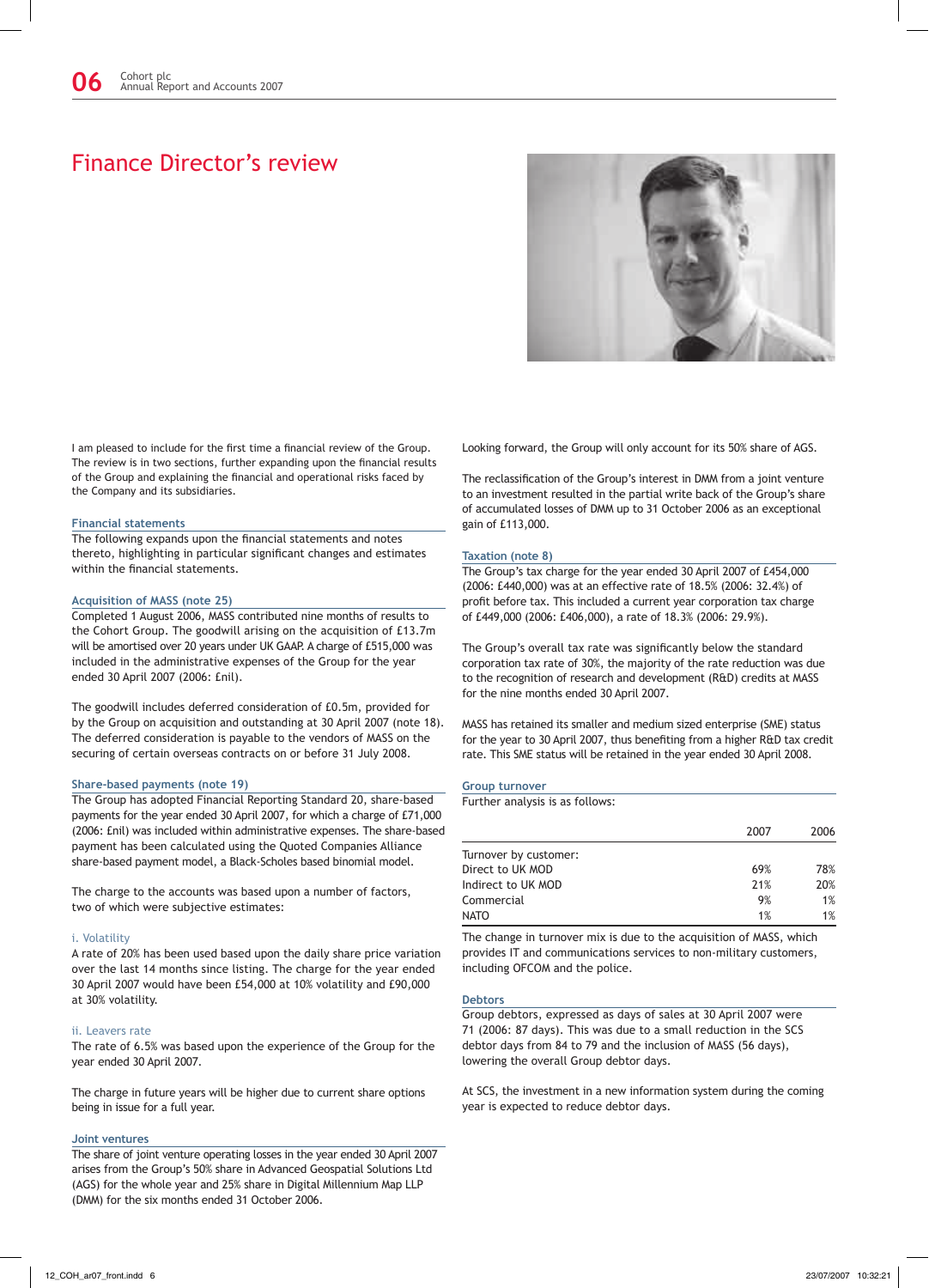# Finance Director's review

I am pleased to include for the first time a financial review of the Group. The review is in two sections, further expanding upon the financial results of the Group and explaining the financial and operational risks faced by the Company and its subsidiaries.

## Financial statements

The following expands upon the financial statements and notes thereto, highlighting in particular significant changes and estimates within the financial statements.

### Acquisition of MASS (note 25)

Completed 1 August 2006, MASS contributed nine months of results to the Cohort Group. The goodwill arising on the acquisition of £13.7m will be amortised over 20 years under UK GAAP. A charge of £515,000 was included in the administrative expenses of the Group for the year ended 30 April 2007 (2006: £nil).

The goodwill includes deferred consideration of £0.5m, provided for by the Group on acquisition and outstanding at 30 April 2007 (note 18). The deferred consideration is payable to the vendors of MASS on the securing of certain overseas contracts on or before 31 July 2008.

### Share-based payments (note 19)

The Group has adopted Financial Reporting Standard 20, share-based payments for the year ended 30 April 2007, for which a charge of £71,000 (2006: £nil) was included within administrative expenses. The share-based payment has been calculated using the Quoted Companies Alliance share-based payment model, a Black-Scholes based binomial model.

The charge to the accounts was based upon a number of factors, two of which were subjective estimates:

#### i. Volatility

A rate of 20% has been used based upon the daily share price variation over the last 14 months since listing. The charge for the year ended 30 April 2007 would have been £54,000 at 10% volatility and £90,000 at 30% volatility.

#### ii. Leavers rate

The rate of 6.5% was based upon the experience of the Group for the year ended 30 April 2007.

The charge in future years will be higher due to current share options being in issue for a full year.

### Joint ventures

The share of joint venture operating losses in the year ended 30 April 2007 arises from the Group's 50% share in Advanced Geospatial Solutions Ltd (AGS) for the whole year and 25% share in Digital Millennium Map LLP (DMM) for the six months ended 31 October 2006.

Looking forward, the Group will only account for its 50% share of AGS.

The reclassification of the Group's interest in DMM from a joint venture to an investment resulted in the partial write back of the Group's share of accumulated losses of DMM up to 31 October 2006 as an exceptional gain of £113,000.

### Taxation (note 8)

The Group's tax charge for the year ended 30 April 2007 of £454,000 (2006: £440,000) was at an effective rate of 18.5% (2006: 32.4%) of profit before tax. This included a current year corporation tax charge of £449,000 (2006: £406,000), a rate of 18.3% (2006: 29.9%).

The Group's overall tax rate was significantly below the standard corporation tax rate of 30%, the majority of the rate reduction was due to the recognition of research and development (R&D) credits at MASS for the nine months ended 30 April 2007.

MASS has retained its smaller and medium sized enterprise (SME) status for the year to 30 April 2007, thus benefiting from a higher R&D tax credit rate. This SME status will be retained in the year ended 30 April 2008.

### Group turnover

Further analysis is as follows:

| | 2007 | 2006 |
|---|---|---|
| Turnover by customer: | | |
| Direct to UK MOD | 69% | 78% |
| Indirect to UK MOD | 21% | 20% |
| Commercial | 9% | 1% |
| NATO | 1% | 1% |

The change in turnover mix is due to the acquisition of MASS, which provides IT and communications services to non-military customers, including OFCOM and the police.

### Debtors

Group debtors, expressed as days of sales at 30 April 2007 were 71 (2006: 87 days). This was due to a small reduction in the SCS debtor days from 84 to 79 and the inclusion of MASS (56 days), lowering the overall Group debtor days.

At SCS, the investment in a new information system during the coming year is expected to reduce debtor days.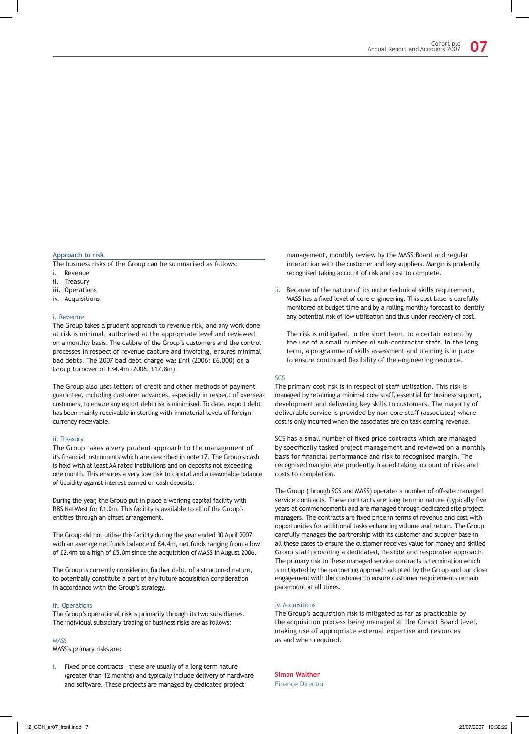## Approach to risk

The business risks of the Group can be summarised as follows:

i. Revenue
ii. Treasury
iii. Operations
iv. Acquisitions

### i. Revenue

The Group takes a prudent approach to revenue risk, and any work done at risk is minimal, authorised at the appropriate level and reviewed on a monthly basis. The calibre of the Group's customers and the control processes in respect of revenue capture and invoicing, ensures minimal bad debts. The 2007 bad debt charge was £nil (2006: £6,000) on a Group turnover of £34.4m (2006: £17.8m).

The Group also uses letters of credit and other methods of payment guarantee, including customer advances, especially in respect of overseas customers, to ensure any export debt risk is minimised. To date, export debt has been mainly receivable in sterling with immaterial levels of foreign currency receivable.

### ii. Treasury

The Group takes a very prudent approach to the management of its financial instruments which are described in note 17. The Group's cash is held with at least AA rated institutions and on deposits not exceeding one month. This ensures a very low risk to capital and a reasonable balance of liquidity against interest earned on cash deposits.

During the year, the Group put in place a working capital facility with RBS NatWest for £1.0m. This facility is available to all of the Group's entities through an offset arrangement.

The Group did not utilise this facility during the year ended 30 April 2007 with an average net funds balance of £4.4m, net funds ranging from a low of £2.4m to a high of £5.0m since the acquisition of MASS in August 2006.

The Group is currently considering further debt, of a structured nature, to potentially constitute a part of any future acquisition consideration in accordance with the Group's strategy.

### iii. Operations

The Group's operational risk is primarily through its two subsidiaries. The individual subsidiary trading or business risks are as follows:

#### MASS

MASS's primary risks are:

i. Fixed price contracts – these are usually of a long term nature (greater than 12 months) and typically include delivery of hardware and software. These projects are managed by dedicated project management, monthly review by the MASS Board and regular interaction with the customer and key suppliers. Margin is prudently recognised taking account of risk and cost to complete.

ii. Because of the nature of its niche technical skills requirement, MASS has a fixed level of core engineering. This cost base is carefully monitored at budget time and by a rolling monthly forecast to identify any potential risk of low utilisation and thus under recovery of cost.

 The risk is mitigated, in the short term, to a certain extent by the use of a small number of sub-contractor staff. In the long term, a programme of skills assessment and training is in place to ensure continued flexibility of the engineering resource.

#### SCS

The primary cost risk is in respect of staff utilisation. This risk is managed by retaining a minimal core staff, essential for business support, development and delivering key skills to customers. The majority of deliverable service is provided by non-core staff (associates) where cost is only incurred when the associates are on task earning revenue.

SCS has a small number of fixed price contracts which are managed by specifically tasked project management and reviewed on a monthly basis for financial performance and risk to recognised margin. The recognised margins are prudently traded taking account of risks and costs to completion.

The Group (through SCS and MASS) operates a number of off-site managed service contracts. These contracts are long term in nature (typically five years at commencement) and are managed through dedicated site project managers. The contracts are fixed price in terms of revenue and cost with opportunities for additional tasks enhancing volume and return. The Group carefully manages the partnership with its customer and supplier base in all these cases to ensure the customer receives value for money and skilled Group staff providing a dedicated, flexible and responsive approach. The primary risk to these managed service contracts is termination which is mitigated by the partnering approach adopted by the Group and our close engagement with the customer to ensure customer requirements remain paramount at all times.

### iv. Acquisitions

The Group's acquisition risk is mitigated as far as practicable by the acquisition process being managed at the Cohort Board level, making use of appropriate external expertise and resources as and when required.

**Simon Walther**
Finance Director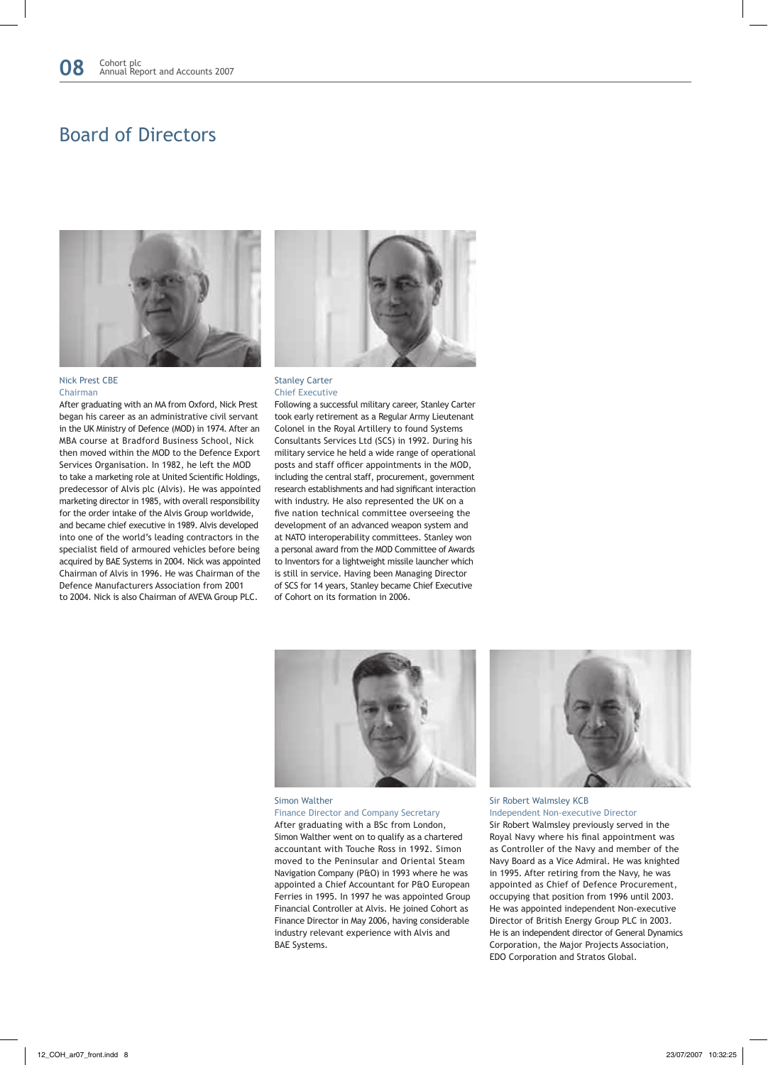# Board of Directors

### Nick Prest CBE
Chairman

After graduating with an MA from Oxford, Nick Prest began his career as an administrative civil servant in the UK Ministry of Defence (MOD) in 1974. After an MBA course at Bradford Business School, Nick then moved within the MOD to the Defence Export Services Organisation. In 1982, he left the MOD to take a marketing role at United Scientific Holdings, predecessor of Alvis plc (Alvis). He was appointed marketing director in 1985, with overall responsibility for the order intake of the Alvis Group worldwide, and became chief executive in 1989. Alvis developed into one of the world's leading contractors in the specialist field of armoured vehicles before being acquired by BAE Systems in 2004. Nick was appointed Chairman of Alvis in 1996. He was Chairman of the Defence Manufacturers Association from 2001 to 2004. Nick is also Chairman of AVEVA Group PLC.

### Stanley Carter
Chief Executive

Following a successful military career, Stanley Carter took early retirement as a Regular Army Lieutenant Colonel in the Royal Artillery to found Systems Consultants Services Ltd (SCS) in 1992. During his military service he held a wide range of operational posts and staff officer appointments in the MOD, including the central staff, procurement, government research establishments and had significant interaction with industry. He also represented the UK on a five nation technical committee overseeing the development of an advanced weapon system and at NATO interoperability committees. Stanley won a personal award from the MOD Committee of Awards to Inventors for a lightweight missile launcher which is still in service. Having been Managing Director of SCS for 14 years, Stanley became Chief Executive of Cohort on its formation in 2006.

### Simon Walther
Finance Director and Company Secretary

After graduating with a BSc from London, Simon Walther went on to qualify as a chartered accountant with Touche Ross in 1992. Simon moved to the Peninsular and Oriental Steam Navigation Company (P&O) in 1993 where he was appointed a Chief Accountant for P&O European Ferries in 1995. In 1997 he was appointed Group Financial Controller at Alvis. He joined Cohort as Finance Director in May 2006, having considerable industry relevant experience with Alvis and BAE Systems.

### Sir Robert Walmsley KCB
Independent Non-executive Director

Sir Robert Walmsley previously served in the Royal Navy where his final appointment was as Controller of the Navy and member of the Navy Board as a Vice Admiral. He was knighted in 1995. After retiring from the Navy, he was appointed as Chief of Defence Procurement, occupying that position from 1996 until 2003. He was appointed independent Non-executive Director of British Energy Group PLC in 2003. He is an independent director of General Dynamics Corporation, the Major Projects Association, EDO Corporation and Stratos Global.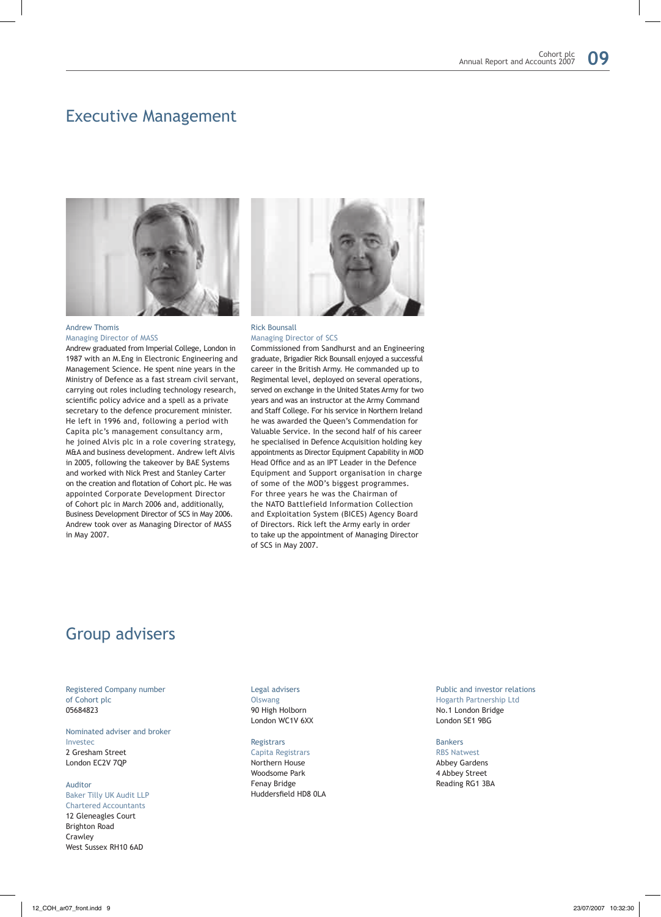# Executive Management

### Andrew Thomis
**Managing Director of MASS**

Andrew graduated from Imperial College, London in 1987 with an M.Eng in Electronic Engineering and Management Science. He spent nine years in the Ministry of Defence as a fast stream civil servant, carrying out roles including technology research, scientific policy advice and a spell as a private secretary to the defence procurement minister. He left in 1996 and, following a period with Capita plc's management consultancy arm, he joined Alvis plc in a role covering strategy, M&A and business development. Andrew left Alvis in 2005, following the takeover by BAE Systems and worked with Nick Prest and Stanley Carter on the creation and flotation of Cohort plc. He was appointed Corporate Development Director of Cohort plc in March 2006 and, additionally, Business Development Director of SCS in May 2006. Andrew took over as Managing Director of MASS in May 2007.

### Rick Bounsall
**Managing Director of SCS**

Commissioned from Sandhurst and an Engineering graduate, Brigadier Rick Bounsall enjoyed a successful career in the British Army. He commanded up to Regimental level, deployed on several operations, served on exchange in the United States Army for two years and was an instructor at the Army Command and Staff College. For his service in Northern Ireland he was awarded the Queen's Commendation for Valuable Service. In the second half of his career he specialised in Defence Acquisition holding key appointments as Director Equipment Capability in MOD Head Office and as an IPT Leader in the Defence Equipment and Support organisation in charge of some of the MOD's biggest programmes. For three years he was the Chairman of the NATO Battlefield Information Collection and Exploitation System (BICES) Agency Board of Directors. Rick left the Army early in order to take up the appointment of Managing Director of SCS in May 2007.

# Group advisers

**Registered Company number of Cohort plc**
05684823

**Nominated adviser and broker**
Investec
2 Gresham Street
London EC2V 7QP

**Auditor**
Baker Tilly UK Audit LLP
Chartered Accountants
12 Gleneagles Court
Brighton Road
Crawley
West Sussex RH10 6AD

**Legal advisers**
Olswang
90 High Holborn
London WC1V 6XX

**Registrars**
Capita Registrars
Northern House
Woodsome Park
Fenay Bridge
Huddersfield HD8 0LA

**Public and investor relations**
Hogarth Partnership Ltd
No.1 London Bridge
London SE1 9BG

**Bankers**
RBS Natwest
Abbey Gardens
4 Abbey Street
Reading RG1 3BA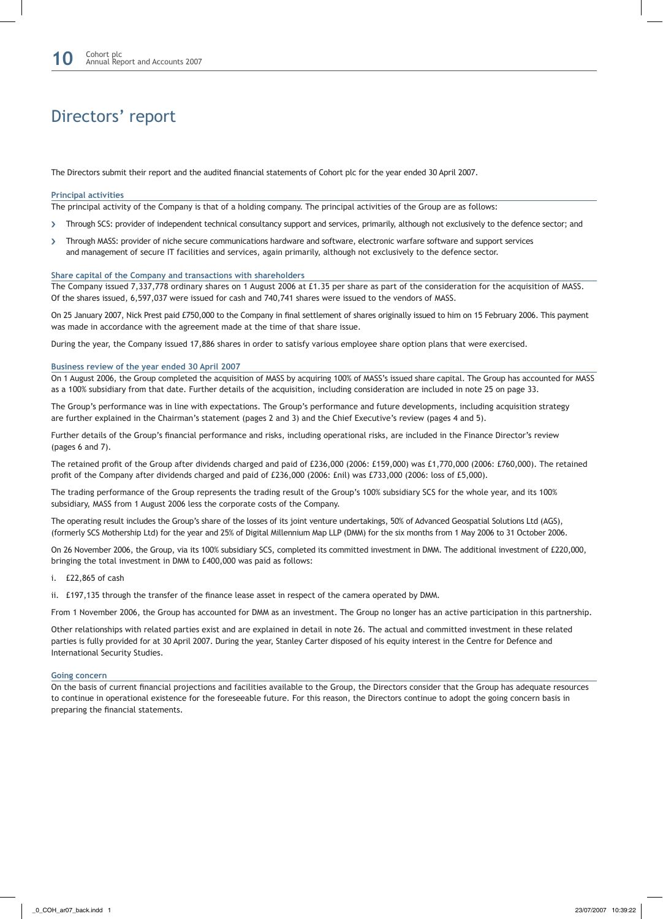# Directors' report

The Directors submit their report and the audited financial statements of Cohort plc for the year ended 30 April 2007.

## Principal activities

The principal activity of the Company is that of a holding company. The principal activities of the Group are as follows:

- Through SCS: provider of independent technical consultancy support and services, primarily, although not exclusively to the defence sector; and
- Through MASS: provider of niche secure communications hardware and software, electronic warfare software and support services and management of secure IT facilities and services, again primarily, although not exclusively to the defence sector.

## Share capital of the Company and transactions with shareholders

The Company issued 7,337,778 ordinary shares on 1 August 2006 at £1.35 per share as part of the consideration for the acquisition of MASS. Of the shares issued, 6,597,037 were issued for cash and 740,741 shares were issued to the vendors of MASS.

On 25 January 2007, Nick Prest paid £750,000 to the Company in final settlement of shares originally issued to him on 15 February 2006. This payment was made in accordance with the agreement made at the time of that share issue.

During the year, the Company issued 17,886 shares in order to satisfy various employee share option plans that were exercised.

## Business review of the year ended 30 April 2007

On 1 August 2006, the Group completed the acquisition of MASS by acquiring 100% of MASS's issued share capital. The Group has accounted for MASS as a 100% subsidiary from that date. Further details of the acquisition, including consideration are included in note 25 on page 33.

The Group's performance was in line with expectations. The Group's performance and future developments, including acquisition strategy are further explained in the Chairman's statement (pages 2 and 3) and the Chief Executive's review (pages 4 and 5).

Further details of the Group's financial performance and risks, including operational risks, are included in the Finance Director's review (pages 6 and 7).

The retained profit of the Group after dividends charged and paid of £236,000 (2006: £159,000) was £1,770,000 (2006: £760,000). The retained profit of the Company after dividends charged and paid of £236,000 (2006: £nil) was £733,000 (2006: loss of £5,000).

The trading performance of the Group represents the trading result of the Group's 100% subsidiary SCS for the whole year, and its 100% subsidiary, MASS from 1 August 2006 less the corporate costs of the Company.

The operating result includes the Group's share of the losses of its joint venture undertakings, 50% of Advanced Geospatial Solutions Ltd (AGS), (formerly SCS Mothership Ltd) for the year and 25% of Digital Millennium Map LLP (DMM) for the six months from 1 May 2006 to 31 October 2006.

On 26 November 2006, the Group, via its 100% subsidiary SCS, completed its committed investment in DMM. The additional investment of £220,000, bringing the total investment in DMM to £400,000 was paid as follows:

i. £22,865 of cash

ii. £197,135 through the transfer of the finance lease asset in respect of the camera operated by DMM.

From 1 November 2006, the Group has accounted for DMM as an investment. The Group no longer has an active participation in this partnership.

Other relationships with related parties exist and are explained in detail in note 26. The actual and committed investment in these related parties is fully provided for at 30 April 2007. During the year, Stanley Carter disposed of his equity interest in the Centre for Defence and International Security Studies.

## Going concern

On the basis of current financial projections and facilities available to the Group, the Directors consider that the Group has adequate resources to continue in operational existence for the foreseeable future. For this reason, the Directors continue to adopt the going concern basis in preparing the financial statements.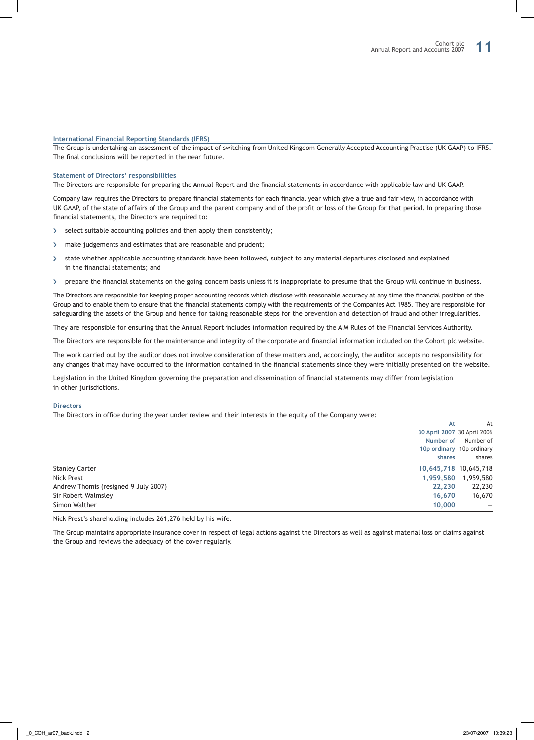## International Financial Reporting Standards (IFRS)

The Group is undertaking an assessment of the impact of switching from United Kingdom Generally Accepted Accounting Practise (UK GAAP) to IFRS. The final conclusions will be reported in the near future.

## Statement of Directors' responsibilities

The Directors are responsible for preparing the Annual Report and the financial statements in accordance with applicable law and UK GAAP.

Company law requires the Directors to prepare financial statements for each financial year which give a true and fair view, in accordance with UK GAAP, of the state of affairs of the Group and the parent company and of the profit or loss of the Group for that period. In preparing those financial statements, the Directors are required to:

- select suitable accounting policies and then apply them consistently;
- make judgements and estimates that are reasonable and prudent;
- state whether applicable accounting standards have been followed, subject to any material departures disclosed and explained in the financial statements; and
- prepare the financial statements on the going concern basis unless it is inappropriate to presume that the Group will continue in business.

The Directors are responsible for keeping proper accounting records which disclose with reasonable accuracy at any time the financial position of the Group and to enable them to ensure that the financial statements comply with the requirements of the Companies Act 1985. They are responsible for safeguarding the assets of the Group and hence for taking reasonable steps for the prevention and detection of fraud and other irregularities.

They are responsible for ensuring that the Annual Report includes information required by the AIM Rules of the Financial Services Authority.

The Directors are responsible for the maintenance and integrity of the corporate and financial information included on the Cohort plc website.

The work carried out by the auditor does not involve consideration of these matters and, accordingly, the auditor accepts no responsibility for any changes that may have occurred to the information contained in the financial statements since they were initially presented on the website.

Legislation in the United Kingdom governing the preparation and dissemination of financial statements may differ from legislation in other jurisdictions.

## Directors

The Directors in office during the year under review and their interests in the equity of the Company were:

| | At 30 April 2007 Number of 10p ordinary shares | At 30 April 2006 Number of 10p ordinary shares |
|---|---|---|
| Stanley Carter | 10,645,718 | 10,645,718 |
| Nick Prest | 1,959,580 | 1,959,580 |
| Andrew Thomis (resigned 9 July 2007) | 22,230 | 22,230 |
| Sir Robert Walmsley | 16,670 | 16,670 |
| Simon Walther | 10,000 | – |

Nick Prest's shareholding includes 261,276 held by his wife.

The Group maintains appropriate insurance cover in respect of legal actions against the Directors as well as against material loss or claims against the Group and reviews the adequacy of the cover regularly.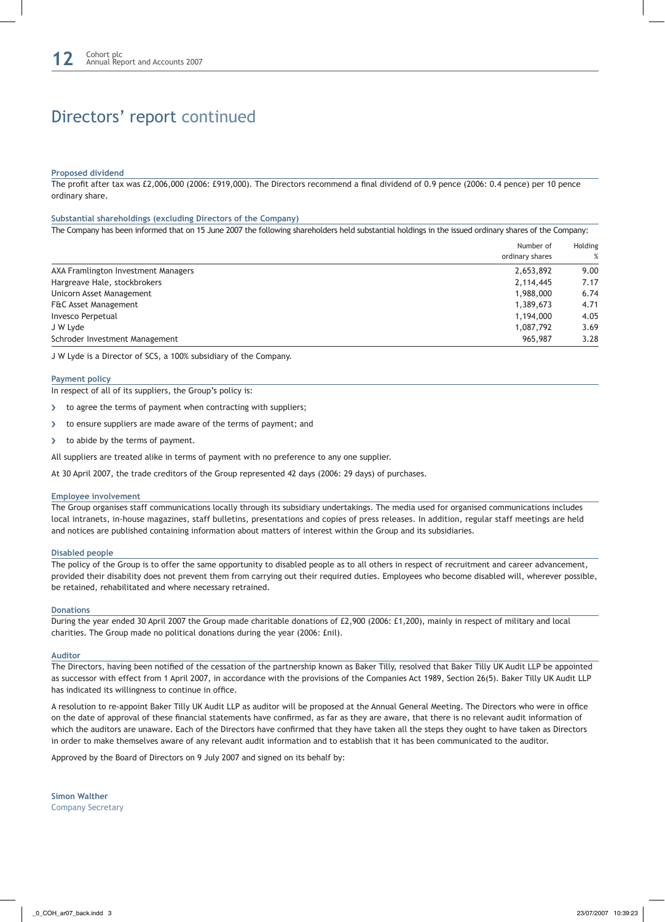# Directors' report continued

### Proposed dividend

The profit after tax was £2,006,000 (2006: £919,000). The Directors recommend a final dividend of 0.9 pence (2006: 0.4 pence) per 10 pence ordinary share.

### Substantial shareholdings (excluding Directors of the Company)

The Company has been informed that on 15 June 2007 the following shareholders held substantial holdings in the issued ordinary shares of the Company:

| | Number of ordinary shares | Holding % |
|---|---|---|
| AXA Framlington Investment Managers | 2,653,892 | 9.00 |
| Hargreave Hale, stockbrokers | 2,114,445 | 7.17 |
| Unicorn Asset Management | 1,988,000 | 6.74 |
| F&C Asset Management | 1,389,673 | 4.71 |
| Invesco Perpetual | 1,194,000 | 4.05 |
| J W Lyde | 1,087,792 | 3.69 |
| Schroder Investment Management | 965,987 | 3.28 |

J W Lyde is a Director of SCS, a 100% subsidiary of the Company.

### Payment policy

In respect of all of its suppliers, the Group's policy is:

- to agree the terms of payment when contracting with suppliers;
- to ensure suppliers are made aware of the terms of payment; and
- to abide by the terms of payment.

All suppliers are treated alike in terms of payment with no preference to any one supplier.

At 30 April 2007, the trade creditors of the Group represented 42 days (2006: 29 days) of purchases.

### Employee involvement

The Group organises staff communications locally through its subsidiary undertakings. The media used for organised communications includes local intranets, in-house magazines, staff bulletins, presentations and copies of press releases. In addition, regular staff meetings are held and notices are published containing information about matters of interest within the Group and its subsidiaries.

### Disabled people

The policy of the Group is to offer the same opportunity to disabled people as to all others in respect of recruitment and career advancement, provided their disability does not prevent them from carrying out their required duties. Employees who become disabled will, wherever possible, be retained, rehabilitated and where necessary retrained.

### Donations

During the year ended 30 April 2007 the Group made charitable donations of £2,900 (2006: £1,200), mainly in respect of military and local charities. The Group made no political donations during the year (2006: £nil).

### Auditor

The Directors, having been notified of the cessation of the partnership known as Baker Tilly, resolved that Baker Tilly UK Audit LLP be appointed as successor with effect from 1 April 2007, in accordance with the provisions of the Companies Act 1989, Section 26(5). Baker Tilly UK Audit LLP has indicated its willingness to continue in office.

A resolution to re-appoint Baker Tilly UK Audit LLP as auditor will be proposed at the Annual General Meeting. The Directors who were in office on the date of approval of these financial statements have confirmed, as far as they are aware, that there is no relevant audit information of which the auditors are unaware. Each of the Directors have confirmed that they have taken all the steps they ought to have taken as Directors in order to make themselves aware of any relevant audit information and to establish that it has been communicated to the auditor.

Approved by the Board of Directors on 9 July 2007 and signed on its behalf by:

**Simon Walther**
Company Secretary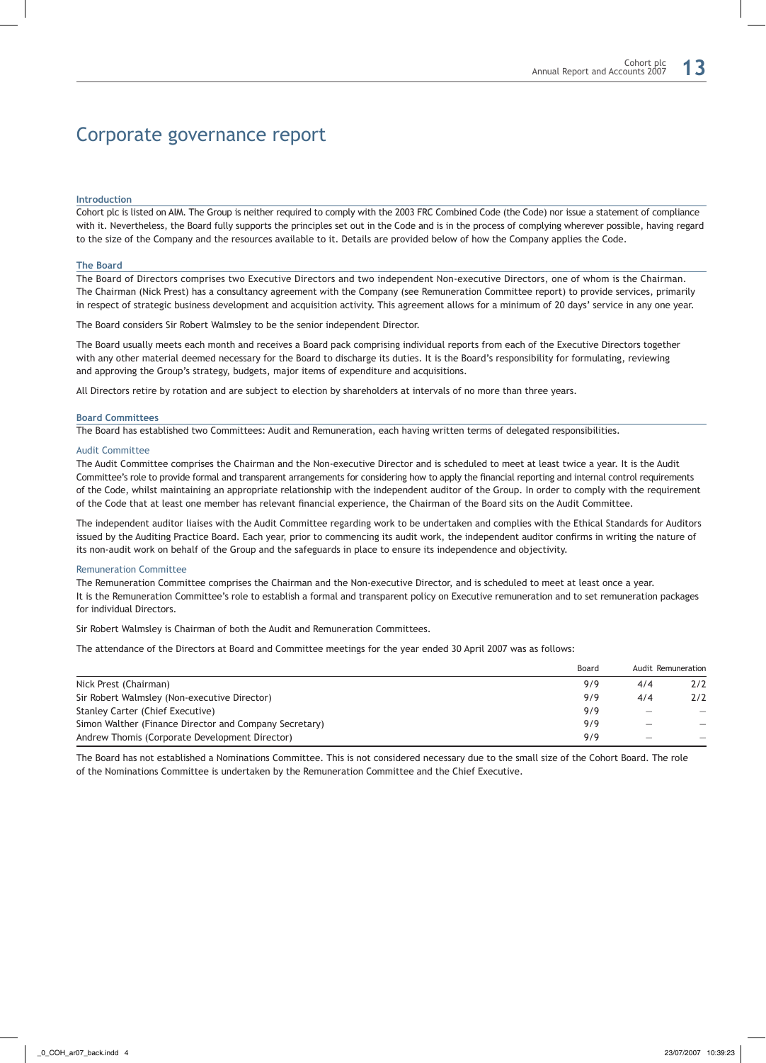# Corporate governance report

## Introduction

Cohort plc is listed on AIM. The Group is neither required to comply with the 2003 FRC Combined Code (the Code) nor issue a statement of compliance with it. Nevertheless, the Board fully supports the principles set out in the Code and is in the process of complying wherever possible, having regard to the size of the Company and the resources available to it. Details are provided below of how the Company applies the Code.

## The Board

The Board of Directors comprises two Executive Directors and two independent Non-executive Directors, one of whom is the Chairman. The Chairman (Nick Prest) has a consultancy agreement with the Company (see Remuneration Committee report) to provide services, primarily in respect of strategic business development and acquisition activity. This agreement allows for a minimum of 20 days' service in any one year.

The Board considers Sir Robert Walmsley to be the senior independent Director.

The Board usually meets each month and receives a Board pack comprising individual reports from each of the Executive Directors together with any other material deemed necessary for the Board to discharge its duties. It is the Board's responsibility for formulating, reviewing and approving the Group's strategy, budgets, major items of expenditure and acquisitions.

All Directors retire by rotation and are subject to election by shareholders at intervals of no more than three years.

## Board Committees

The Board has established two Committees: Audit and Remuneration, each having written terms of delegated responsibilities.

### Audit Committee

The Audit Committee comprises the Chairman and the Non-executive Director and is scheduled to meet at least twice a year. It is the Audit Committee's role to provide formal and transparent arrangements for considering how to apply the financial reporting and internal control requirements of the Code, whilst maintaining an appropriate relationship with the independent auditor of the Group. In order to comply with the requirement of the Code that at least one member has relevant financial experience, the Chairman of the Board sits on the Audit Committee.

The independent auditor liaises with the Audit Committee regarding work to be undertaken and complies with the Ethical Standards for Auditors issued by the Auditing Practice Board. Each year, prior to commencing its audit work, the independent auditor confirms in writing the nature of its non-audit work on behalf of the Group and the safeguards in place to ensure its independence and objectivity.

### Remuneration Committee

The Remuneration Committee comprises the Chairman and the Non-executive Director, and is scheduled to meet at least once a year. It is the Remuneration Committee's role to establish a formal and transparent policy on Executive remuneration and to set remuneration packages for individual Directors.

Sir Robert Walmsley is Chairman of both the Audit and Remuneration Committees.

The attendance of the Directors at Board and Committee meetings for the year ended 30 April 2007 was as follows:

| | Board | Audit | Remuneration |
|---|---|---|---|
| Nick Prest (Chairman) | 9/9 | 4/4 | 2/2 |
| Sir Robert Walmsley (Non-executive Director) | 9/9 | 4/4 | 2/2 |
| Stanley Carter (Chief Executive) | 9/9 | – | – |
| Simon Walther (Finance Director and Company Secretary) | 9/9 | – | – |
| Andrew Thomis (Corporate Development Director) | 9/9 | – | – |

The Board has not established a Nominations Committee. This is not considered necessary due to the small size of the Cohort Board. The role of the Nominations Committee is undertaken by the Remuneration Committee and the Chief Executive.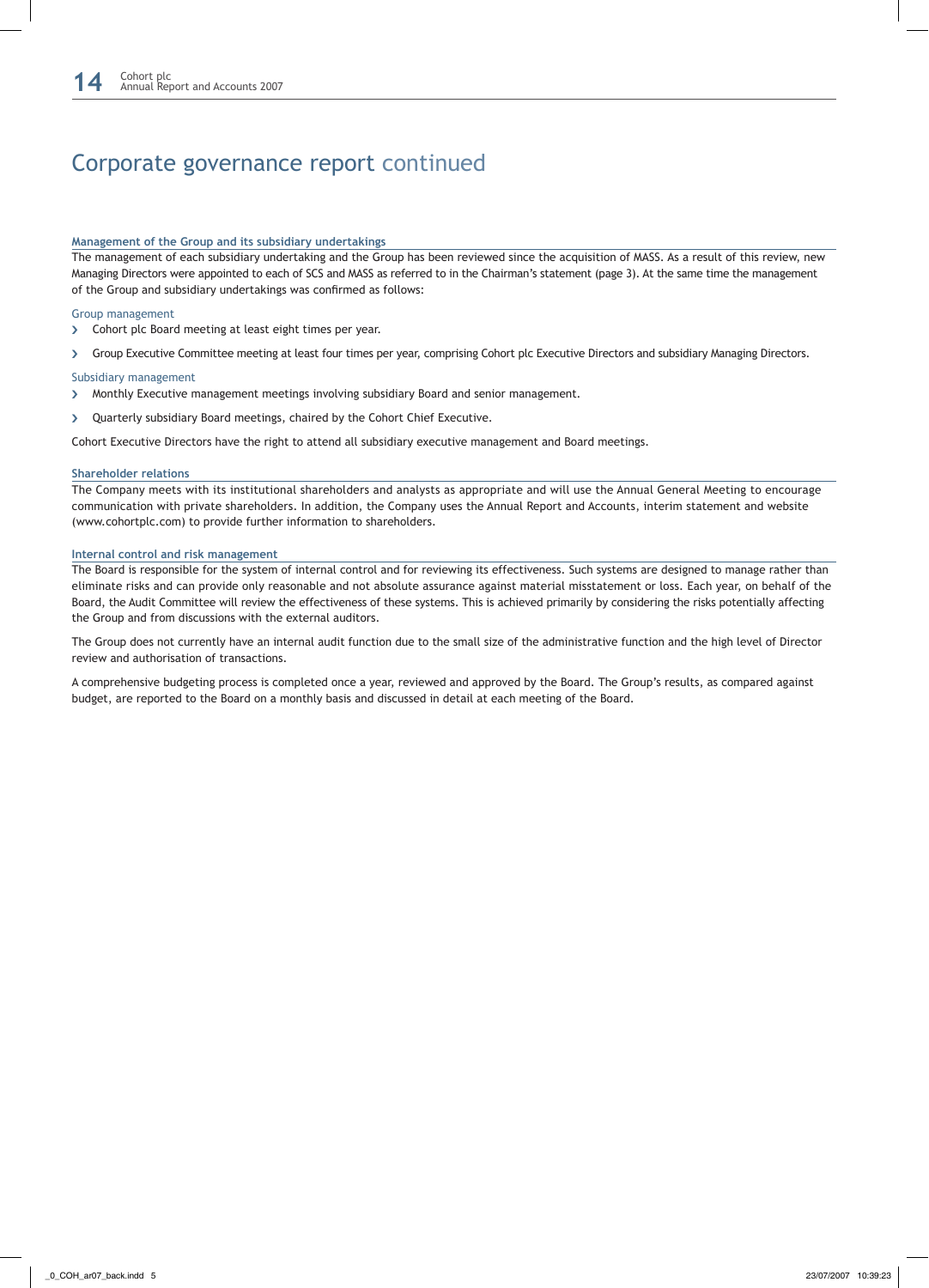# Corporate governance report continued

### Management of the Group and its subsidiary undertakings

The management of each subsidiary undertaking and the Group has been reviewed since the acquisition of MASS. As a result of this review, new Managing Directors were appointed to each of SCS and MASS as referred to in the Chairman's statement (page 3). At the same time the management of the Group and subsidiary undertakings was confirmed as follows:

#### Group management

- Cohort plc Board meeting at least eight times per year.
- Group Executive Committee meeting at least four times per year, comprising Cohort plc Executive Directors and subsidiary Managing Directors.

#### Subsidiary management

- Monthly Executive management meetings involving subsidiary Board and senior management.
- Quarterly subsidiary Board meetings, chaired by the Cohort Chief Executive.

Cohort Executive Directors have the right to attend all subsidiary executive management and Board meetings.

### Shareholder relations

The Company meets with its institutional shareholders and analysts as appropriate and will use the Annual General Meeting to encourage communication with private shareholders. In addition, the Company uses the Annual Report and Accounts, interim statement and website (www.cohortplc.com) to provide further information to shareholders.

### Internal control and risk management

The Board is responsible for the system of internal control and for reviewing its effectiveness. Such systems are designed to manage rather than eliminate risks and can provide only reasonable and not absolute assurance against material misstatement or loss. Each year, on behalf of the Board, the Audit Committee will review the effectiveness of these systems. This is achieved primarily by considering the risks potentially affecting the Group and from discussions with the external auditors.

The Group does not currently have an internal audit function due to the small size of the administrative function and the high level of Director review and authorisation of transactions.

A comprehensive budgeting process is completed once a year, reviewed and approved by the Board. The Group's results, as compared against budget, are reported to the Board on a monthly basis and discussed in detail at each meeting of the Board.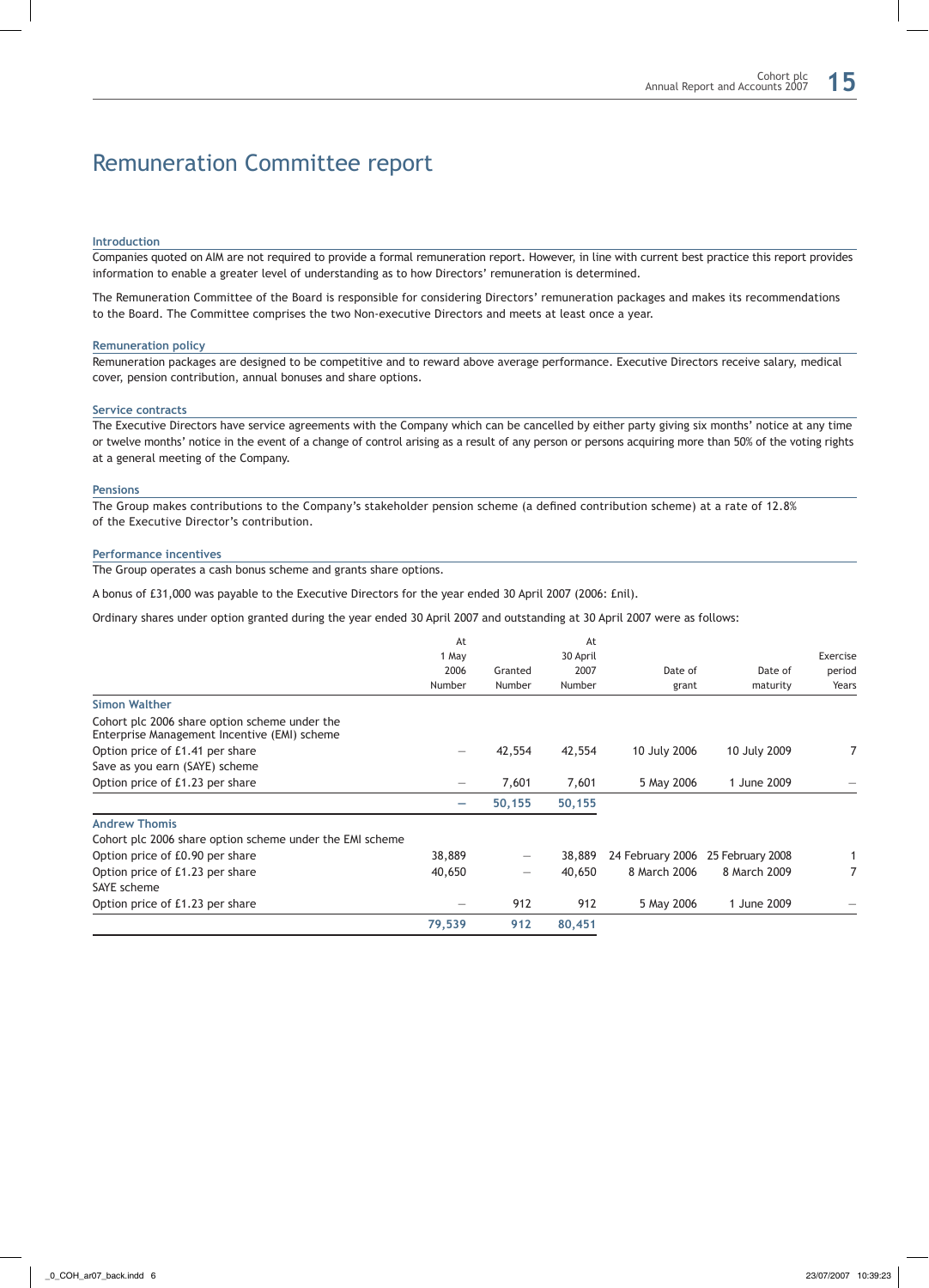# Remuneration Committee report

## Introduction

Companies quoted on AIM are not required to provide a formal remuneration report. However, in line with current best practice this report provides information to enable a greater level of understanding as to how Directors' remuneration is determined.

The Remuneration Committee of the Board is responsible for considering Directors' remuneration packages and makes its recommendations to the Board. The Committee comprises the two Non-executive Directors and meets at least once a year.

## Remuneration policy

Remuneration packages are designed to be competitive and to reward above average performance. Executive Directors receive salary, medical cover, pension contribution, annual bonuses and share options.

## Service contracts

The Executive Directors have service agreements with the Company which can be cancelled by either party giving six months' notice at any time or twelve months' notice in the event of a change of control arising as a result of any person or persons acquiring more than 50% of the voting rights at a general meeting of the Company.

## Pensions

The Group makes contributions to the Company's stakeholder pension scheme (a defined contribution scheme) at a rate of 12.8% of the Executive Director's contribution.

## Performance incentives

The Group operates a cash bonus scheme and grants share options.

A bonus of £31,000 was payable to the Executive Directors for the year ended 30 April 2007 (2006: £nil).

Ordinary shares under option granted during the year ended 30 April 2007 and outstanding at 30 April 2007 were as follows:

| | At 1 May 2006 Number | Granted Number | At 30 April 2007 Number | Date of grant | Date of maturity | Exercise period Years |
|---|---|---|---|---|---|---|
| **Simon Walther** | | | | | | |
| Cohort plc 2006 share option scheme under the Enterprise Management Incentive (EMI) scheme | | | | | | |
| Option price of £1.41 per share | – | 42,554 | 42,554 | 10 July 2006 | 10 July 2009 | 7 |
| Save as you earn (SAYE) scheme | | | | | | |
| Option price of £1.23 per share | – | 7,601 | 7,601 | 5 May 2006 | 1 June 2009 | – |
| | **–** | **50,155** | **50,155** | | | |
| **Andrew Thomis** | | | | | | |
| Cohort plc 2006 share option scheme under the EMI scheme | | | | | | |
| Option price of £0.90 per share | 38,889 | – | 38,889 | 24 February 2006 | 25 February 2008 | 1 |
| Option price of £1.23 per share | 40,650 | – | 40,650 | 8 March 2006 | 8 March 2009 | 7 |
| SAYE scheme | | | | | | |
| Option price of £1.23 per share | – | 912 | 912 | 5 May 2006 | 1 June 2009 | – |
| | **79,539** | **912** | **80,451** | | | |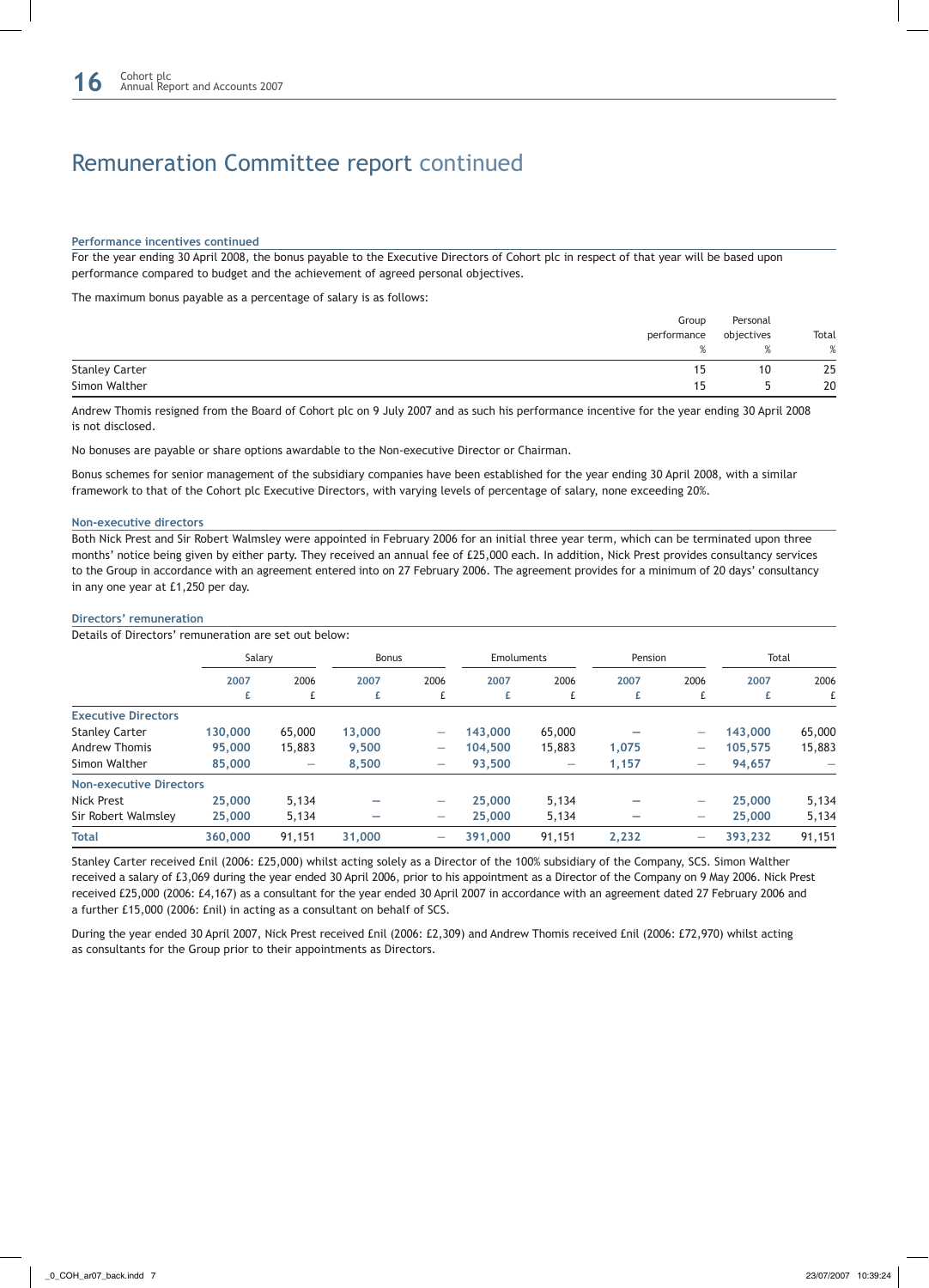# Remuneration Committee report continued

### Performance incentives continued

For the year ending 30 April 2008, the bonus payable to the Executive Directors of Cohort plc in respect of that year will be based upon performance compared to budget and the achievement of agreed personal objectives.

The maximum bonus payable as a percentage of salary is as follows:

| | Group performance % | Personal objectives % | Total % |
|---|---|---|---|
| Stanley Carter | 15 | 10 | 25 |
| Simon Walther | 15 | 5 | 20 |

Andrew Thomis resigned from the Board of Cohort plc on 9 July 2007 and as such his performance incentive for the year ending 30 April 2008 is not disclosed.

No bonuses are payable or share options awardable to the Non-executive Director or Chairman.

Bonus schemes for senior management of the subsidiary companies have been established for the year ending 30 April 2008, with a similar framework to that of the Cohort plc Executive Directors, with varying levels of percentage of salary, none exceeding 20%.

### Non-executive directors

Both Nick Prest and Sir Robert Walmsley were appointed in February 2006 for an initial three year term, which can be terminated upon three months' notice being given by either party. They received an annual fee of £25,000 each. In addition, Nick Prest provides consultancy services to the Group in accordance with an agreement entered into on 27 February 2006. The agreement provides for a minimum of 20 days' consultancy in any one year at £1,250 per day.

### Directors' remuneration

Details of Directors' remuneration are set out below:

| | Salary | | Bonus | | Emoluments | | Pension | | Total | |
|---|---|---|---|---|---|---|---|---|---|---|
| | 2007 £ | 2006 £ | 2007 £ | 2006 £ | 2007 £ | 2006 £ | 2007 £ | 2006 £ | 2007 £ | 2006 £ |
| **Executive Directors** | | | | | | | | | | |
| Stanley Carter | 130,000 | 65,000 | 13,000 | – | 143,000 | 65,000 | – | – | 143,000 | 65,000 |
| Andrew Thomis | 95,000 | 15,883 | 9,500 | – | 104,500 | 15,883 | 1,075 | – | 105,575 | 15,883 |
| Simon Walther | 85,000 | – | 8,500 | – | 93,500 | – | 1,157 | – | 94,657 | – |
| **Non-executive Directors** | | | | | | | | | | |
| Nick Prest | 25,000 | 5,134 | – | – | 25,000 | 5,134 | – | – | 25,000 | 5,134 |
| Sir Robert Walmsley | 25,000 | 5,134 | – | – | 25,000 | 5,134 | – | – | 25,000 | 5,134 |
| **Total** | 360,000 | 91,151 | 31,000 | – | 391,000 | 91,151 | 2,232 | – | 393,232 | 91,151 |

Stanley Carter received £nil (2006: £25,000) whilst acting solely as a Director of the 100% subsidiary of the Company, SCS. Simon Walther received a salary of £3,069 during the year ended 30 April 2006, prior to his appointment as a Director of the Company on 9 May 2006. Nick Prest received £25,000 (2006: £4,167) as a consultant for the year ended 30 April 2007 in accordance with an agreement dated 27 February 2006 and a further £15,000 (2006: £nil) in acting as a consultant on behalf of SCS.

During the year ended 30 April 2007, Nick Prest received £nil (2006: £2,309) and Andrew Thomis received £nil (2006: £72,970) whilst acting as consultants for the Group prior to their appointments as Directors.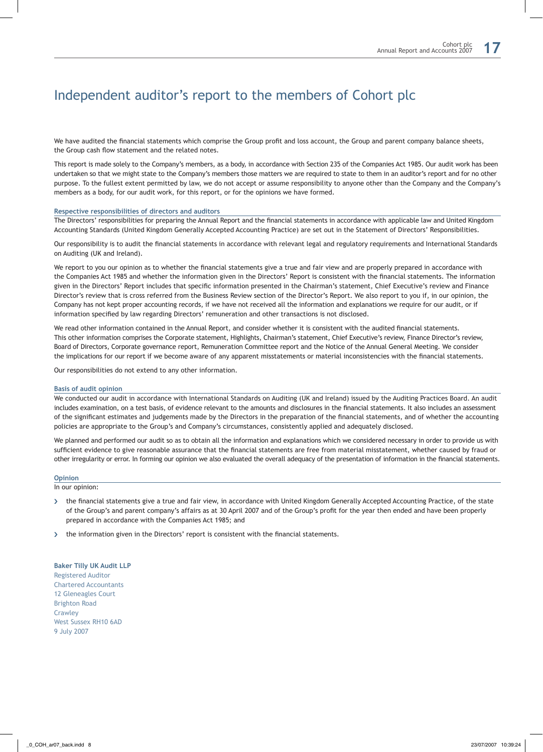# Independent auditor's report to the members of Cohort plc

We have audited the financial statements which comprise the Group profit and loss account, the Group and parent company balance sheets, the Group cash flow statement and the related notes.

This report is made solely to the Company's members, as a body, in accordance with Section 235 of the Companies Act 1985. Our audit work has been undertaken so that we might state to the Company's members those matters we are required to state to them in an auditor's report and for no other purpose. To the fullest extent permitted by law, we do not accept or assume responsibility to anyone other than the Company and the Company's members as a body, for our audit work, for this report, or for the opinions we have formed.

## Respective responsibilities of directors and auditors

The Directors' responsibilities for preparing the Annual Report and the financial statements in accordance with applicable law and United Kingdom Accounting Standards (United Kingdom Generally Accepted Accounting Practice) are set out in the Statement of Directors' Responsibilities.

Our responsibility is to audit the financial statements in accordance with relevant legal and regulatory requirements and International Standards on Auditing (UK and Ireland).

We report to you our opinion as to whether the financial statements give a true and fair view and are properly prepared in accordance with the Companies Act 1985 and whether the information given in the Directors' Report is consistent with the financial statements. The information given in the Directors' Report includes that specific information presented in the Chairman's statement, Chief Executive's review and Finance Director's review that is cross referred from the Business Review section of the Director's Report. We also report to you if, in our opinion, the Company has not kept proper accounting records, if we have not received all the information and explanations we require for our audit, or if information specified by law regarding Directors' remuneration and other transactions is not disclosed.

We read other information contained in the Annual Report, and consider whether it is consistent with the audited financial statements. This other information comprises the Corporate statement, Highlights, Chairman's statement, Chief Executive's review, Finance Director's review, Board of Directors, Corporate governance report, Remuneration Committee report and the Notice of the Annual General Meeting. We consider the implications for our report if we become aware of any apparent misstatements or material inconsistencies with the financial statements.

Our responsibilities do not extend to any other information.

## Basis of audit opinion

We conducted our audit in accordance with International Standards on Auditing (UK and Ireland) issued by the Auditing Practices Board. An audit includes examination, on a test basis, of evidence relevant to the amounts and disclosures in the financial statements. It also includes an assessment of the significant estimates and judgements made by the Directors in the preparation of the financial statements, and of whether the accounting policies are appropriate to the Group's and Company's circumstances, consistently applied and adequately disclosed.

We planned and performed our audit so as to obtain all the information and explanations which we considered necessary in order to provide us with sufficient evidence to give reasonable assurance that the financial statements are free from material misstatement, whether caused by fraud or other irregularity or error. In forming our opinion we also evaluated the overall adequacy of the presentation of information in the financial statements.

## Opinion

In our opinion:

- the financial statements give a true and fair view, in accordance with United Kingdom Generally Accepted Accounting Practice, of the state of the Group's and parent company's affairs as at 30 April 2007 and of the Group's profit for the year then ended and have been properly prepared in accordance with the Companies Act 1985; and
- the information given in the Directors' report is consistent with the financial statements.

**Baker Tilly UK Audit LLP**
Registered Auditor
Chartered Accountants
12 Gleneagles Court
Brighton Road
Crawley
West Sussex RH10 6AD
9 July 2007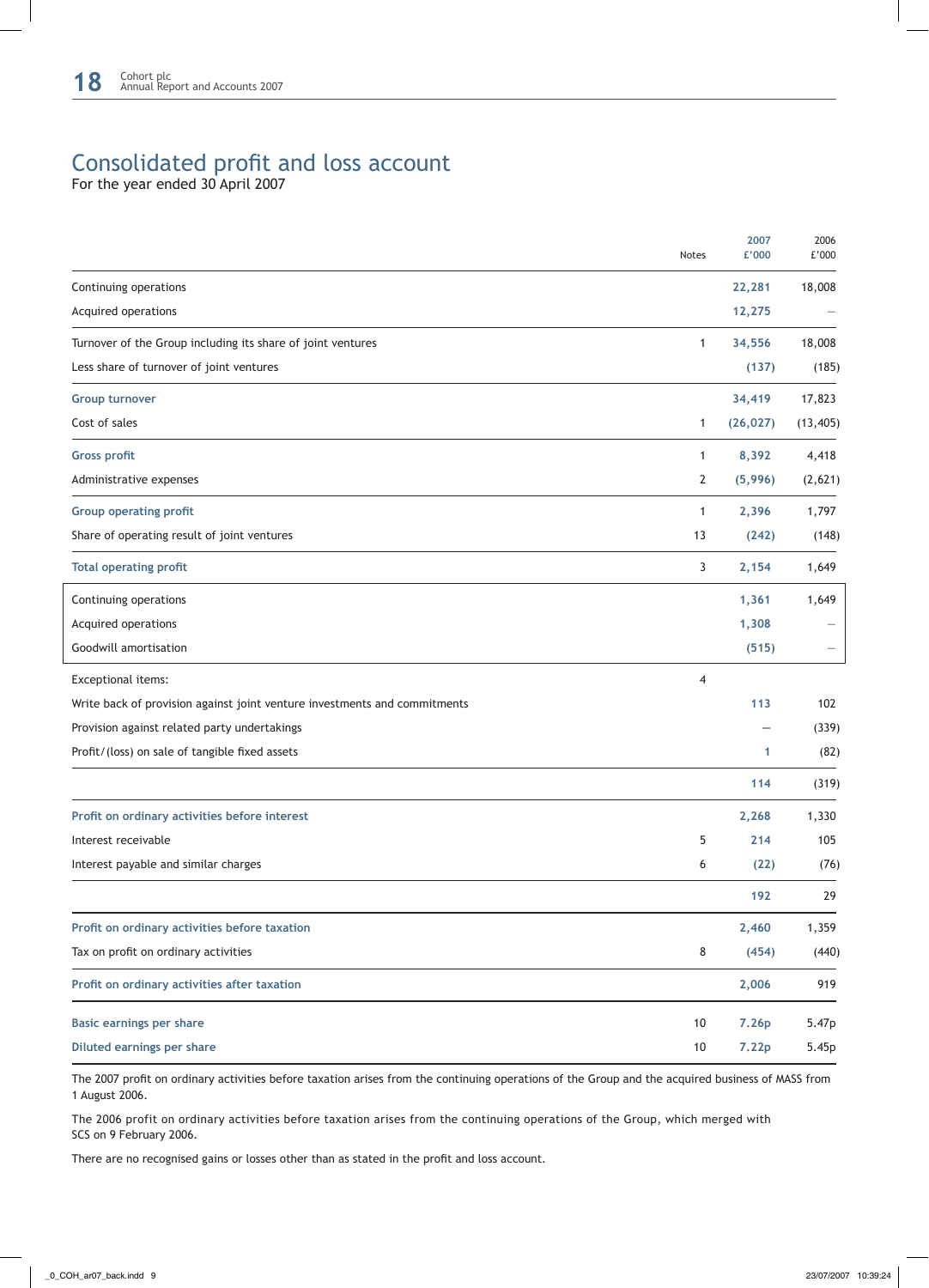# Consolidated profit and loss account

For the year ended 30 April 2007

| | Notes | 2007 £'000 | 2006 £'000 |
|---|---|---|---|
| Continuing operations | | 22,281 | 18,008 |
| Acquired operations | | 12,275 | – |
| Turnover of the Group including its share of joint ventures | 1 | 34,556 | 18,008 |
| Less share of turnover of joint ventures | | (137) | (185) |
| **Group turnover** | | 34,419 | 17,823 |
| Cost of sales | 1 | (26,027) | (13,405) |
| **Gross profit** | 1 | 8,392 | 4,418 |
| Administrative expenses | 2 | (5,996) | (2,621) |
| **Group operating profit** | 1 | 2,396 | 1,797 |
| Share of operating result of joint ventures | 13 | (242) | (148) |
| **Total operating profit** | 3 | 2,154 | 1,649 |
| Continuing operations | | 1,361 | 1,649 |
| Acquired operations | | 1,308 | – |
| Goodwill amortisation | | (515) | – |
| Exceptional items: | 4 | | |
| Write back of provision against joint venture investments and commitments | | 113 | 102 |
| Provision against related party undertakings | | – | (339) |
| Profit/(loss) on sale of tangible fixed assets | | 1 | (82) |
| | | 114 | (319) |
| **Profit on ordinary activities before interest** | | 2,268 | 1,330 |
| Interest receivable | 5 | 214 | 105 |
| Interest payable and similar charges | 6 | (22) | (76) |
| | | 192 | 29 |
| **Profit on ordinary activities before taxation** | | 2,460 | 1,359 |
| Tax on profit on ordinary activities | 8 | (454) | (440) |
| **Profit on ordinary activities after taxation** | | 2,006 | 919 |
| **Basic earnings per share** | 10 | 7.26p | 5.47p |
| **Diluted earnings per share** | 10 | 7.22p | 5.45p |

The 2007 profit on ordinary activities before taxation arises from the continuing operations of the Group and the acquired business of MASS from 1 August 2006.

The 2006 profit on ordinary activities before taxation arises from the continuing operations of the Group, which merged with SCS on 9 February 2006.

There are no recognised gains or losses other than as stated in the profit and loss account.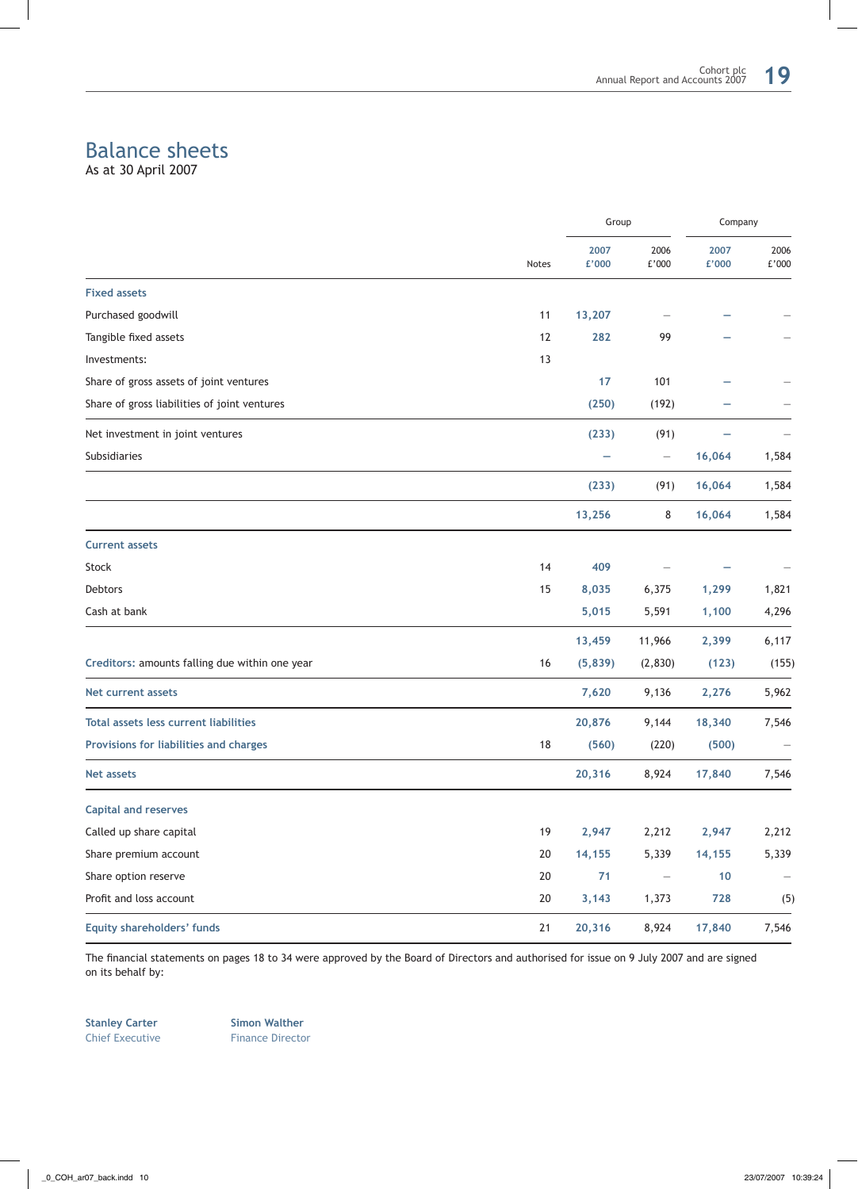# Balance sheets

As at 30 April 2007

| | Notes | Group 2007 £'000 | Group 2006 £'000 | Company 2007 £'000 | Company 2006 £'000 |
|---|---|---|---|---|---|
| **Fixed assets** | | | | | |
| Purchased goodwill | 11 | 13,207 | – | – | – |
| Tangible fixed assets | 12 | 282 | 99 | – | – |
| Investments: | 13 | | | | |
| Share of gross assets of joint ventures | | 17 | 101 | – | – |
| Share of gross liabilities of joint ventures | | (250) | (192) | – | – |
| Net investment in joint ventures | | (233) | (91) | – | – |
| Subsidiaries | | – | – | 16,064 | 1,584 |
| | | (233) | (91) | 16,064 | 1,584 |
| | | 13,256 | 8 | 16,064 | 1,584 |
| **Current assets** | | | | | |
| Stock | 14 | 409 | – | – | – |
| Debtors | 15 | 8,035 | 6,375 | 1,299 | 1,821 |
| Cash at bank | | 5,015 | 5,591 | 1,100 | 4,296 |
| | | 13,459 | 11,966 | 2,399 | 6,117 |
| **Creditors:** amounts falling due within one year | 16 | (5,839) | (2,830) | (123) | (155) |
| **Net current assets** | | 7,620 | 9,136 | 2,276 | 5,962 |
| **Total assets less current liabilities** | | 20,876 | 9,144 | 18,340 | 7,546 |
| **Provisions for liabilities and charges** | 18 | (560) | (220) | (500) | – |
| **Net assets** | | 20,316 | 8,924 | 17,840 | 7,546 |
| **Capital and reserves** | | | | | |
| Called up share capital | 19 | 2,947 | 2,212 | 2,947 | 2,212 |
| Share premium account | 20 | 14,155 | 5,339 | 14,155 | 5,339 |
| Share option reserve | 20 | 71 | – | 10 | – |
| Profit and loss account | 20 | 3,143 | 1,373 | 728 | (5) |
| **Equity shareholders' funds** | 21 | 20,316 | 8,924 | 17,840 | 7,546 |

The financial statements on pages 18 to 34 were approved by the Board of Directors and authorised for issue on 9 July 2007 and are signed on its behalf by:

**Stanley Carter**
Chief Executive

**Simon Walther**
Finance Director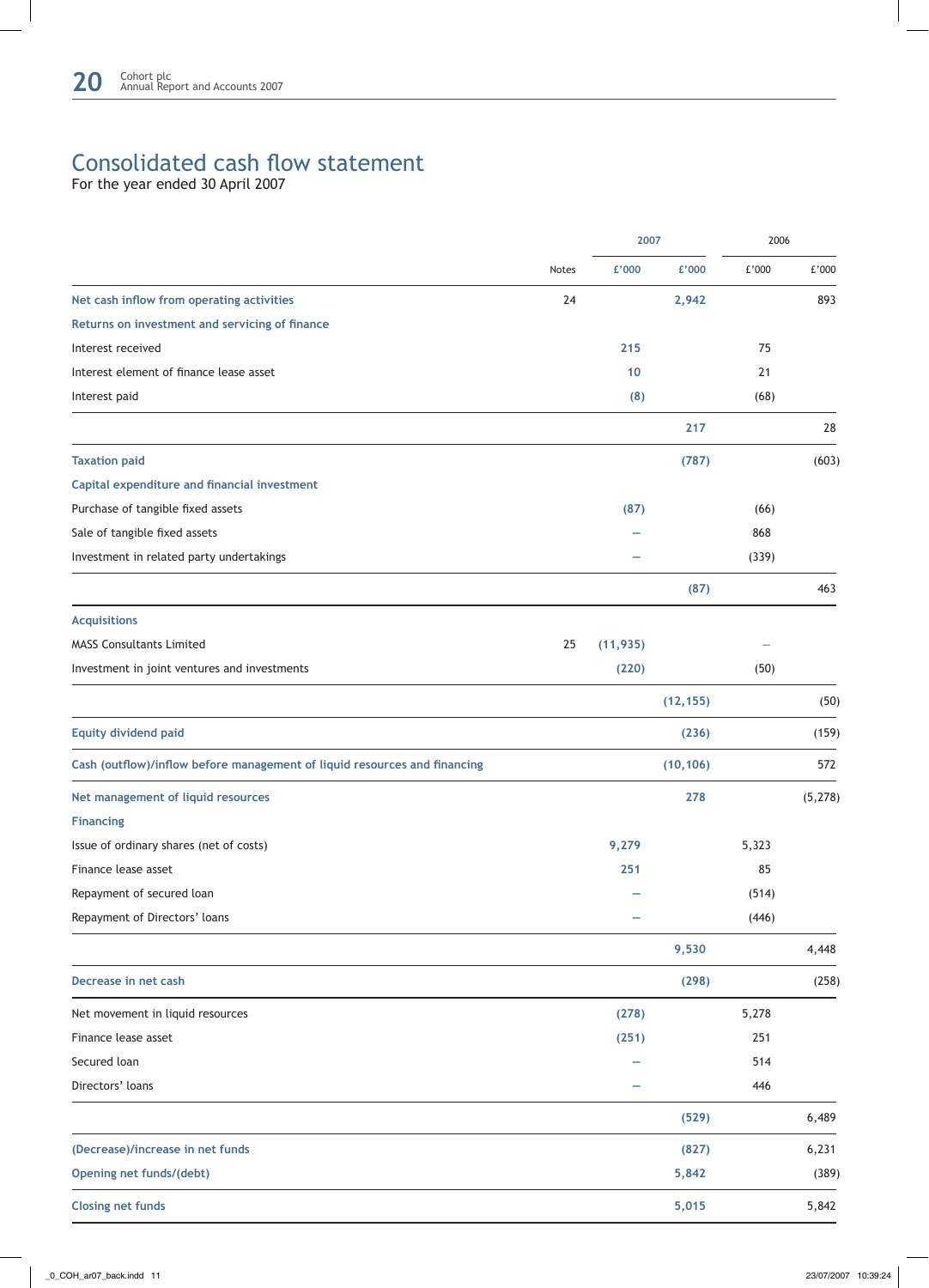# Consolidated cash flow statement

For the year ended 30 April 2007

| | Notes | 2007 £'000 | 2007 £'000 | 2006 £'000 | 2006 £'000 |
|---|---|---|---|---|---|
| **Net cash inflow from operating activities** | 24 | | 2,942 | | 893 |
| **Returns on investment and servicing of finance** | | | | | |
| Interest received | | 215 | | 75 | |
| Interest element of finance lease asset | | 10 | | 21 | |
| Interest paid | | (8) | | (68) | |
| | | | 217 | | 28 |
| **Taxation paid** | | | (787) | | (603) |
| **Capital expenditure and financial investment** | | | | | |
| Purchase of tangible fixed assets | | (87) | | (66) | |
| Sale of tangible fixed assets | | – | | 868 | |
| Investment in related party undertakings | | – | | (339) | |
| | | | (87) | | 463 |
| **Acquisitions** | | | | | |
| MASS Consultants Limited | 25 | (11,935) | | – | |
| Investment in joint ventures and investments | | (220) | | (50) | |
| | | | (12,155) | | (50) |
| **Equity dividend paid** | | | (236) | | (159) |
| **Cash (outflow)/inflow before management of liquid resources and financing** | | | (10,106) | | 572 |
| **Net management of liquid resources** | | | 278 | | (5,278) |
| **Financing** | | | | | |
| Issue of ordinary shares (net of costs) | | 9,279 | | 5,323 | |
| Finance lease asset | | 251 | | 85 | |
| Repayment of secured loan | | – | | (514) | |
| Repayment of Directors' loans | | – | | (446) | |
| | | | 9,530 | | 4,448 |
| **Decrease in net cash** | | | (298) | | (258) |
| Net movement in liquid resources | | (278) | | 5,278 | |
| Finance lease asset | | (251) | | 251 | |
| Secured loan | | – | | 514 | |
| Directors' loans | | – | | 446 | |
| | | | (529) | | 6,489 |
| **(Decrease)/increase in net funds** | | | (827) | | 6,231 |
| **Opening net funds/(debt)** | | | 5,842 | | (389) |
| **Closing net funds** | | | 5,015 | | 5,842 |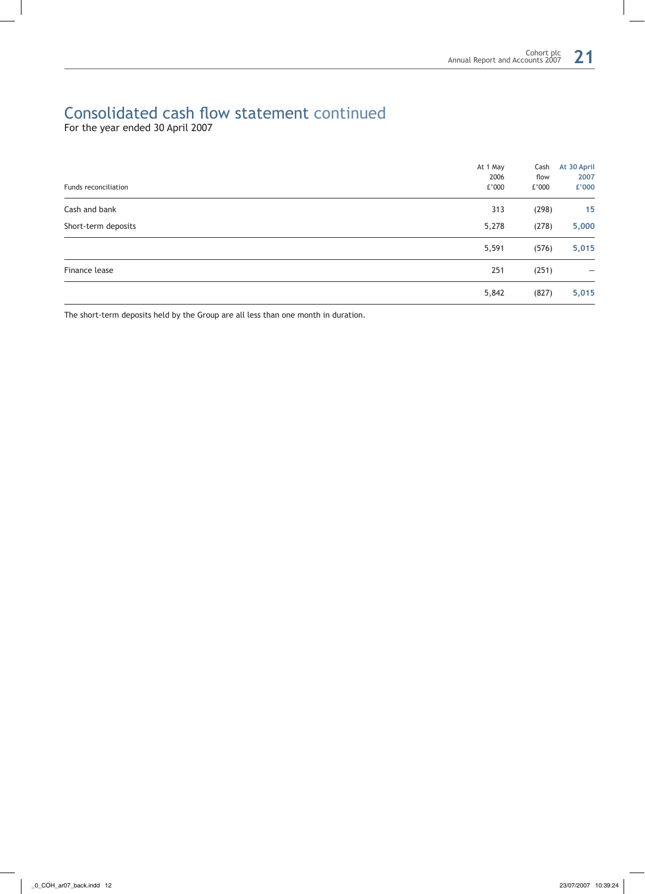# Consolidated cash flow statement continued

For the year ended 30 April 2007

| Funds reconciliation | At 1 May 2006 £'000 | Cash flow £'000 | At 30 April 2007 £'000 |
|---|---|---|---|
| Cash and bank | 313 | (298) | **15** |
| Short-term deposits | 5,278 | (278) | **5,000** |
| | 5,591 | (576) | **5,015** |
| Finance lease | 251 | (251) | **–** |
| | 5,842 | (827) | **5,015** |

The short-term deposits held by the Group are all less than one month in duration.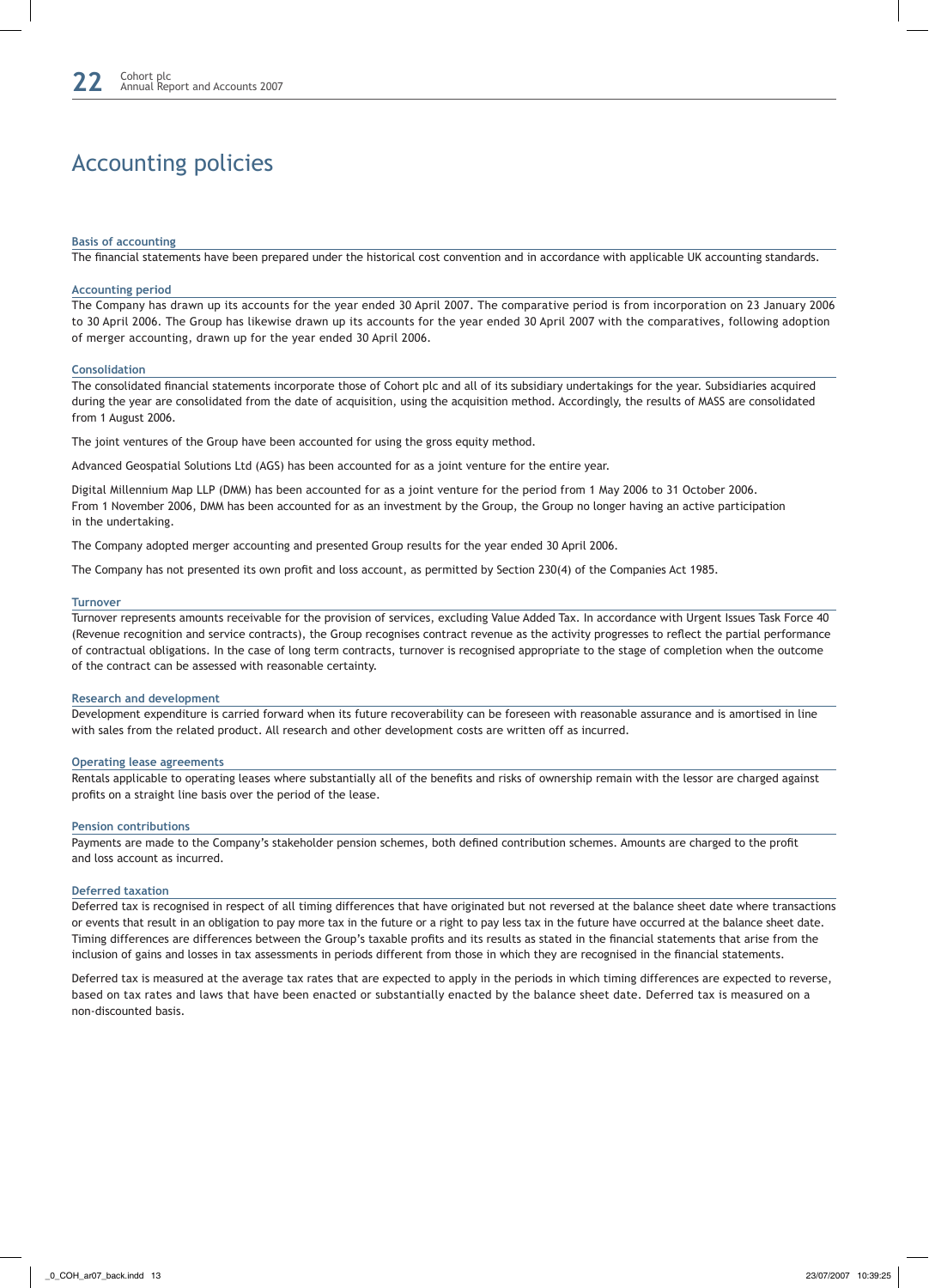# Accounting policies

### Basis of accounting

The financial statements have been prepared under the historical cost convention and in accordance with applicable UK accounting standards.

### Accounting period

The Company has drawn up its accounts for the year ended 30 April 2007. The comparative period is from incorporation on 23 January 2006 to 30 April 2006. The Group has likewise drawn up its accounts for the year ended 30 April 2007 with the comparatives, following adoption of merger accounting, drawn up for the year ended 30 April 2006.

### Consolidation

The consolidated financial statements incorporate those of Cohort plc and all of its subsidiary undertakings for the year. Subsidiaries acquired during the year are consolidated from the date of acquisition, using the acquisition method. Accordingly, the results of MASS are consolidated from 1 August 2006.

The joint ventures of the Group have been accounted for using the gross equity method.

Advanced Geospatial Solutions Ltd (AGS) has been accounted for as a joint venture for the entire year.

Digital Millennium Map LLP (DMM) has been accounted for as a joint venture for the period from 1 May 2006 to 31 October 2006. From 1 November 2006, DMM has been accounted for as an investment by the Group, the Group no longer having an active participation in the undertaking.

The Company adopted merger accounting and presented Group results for the year ended 30 April 2006.

The Company has not presented its own profit and loss account, as permitted by Section 230(4) of the Companies Act 1985.

### Turnover

Turnover represents amounts receivable for the provision of services, excluding Value Added Tax. In accordance with Urgent Issues Task Force 40 (Revenue recognition and service contracts), the Group recognises contract revenue as the activity progresses to reflect the partial performance of contractual obligations. In the case of long term contracts, turnover is recognised appropriate to the stage of completion when the outcome of the contract can be assessed with reasonable certainty.

### Research and development

Development expenditure is carried forward when its future recoverability can be foreseen with reasonable assurance and is amortised in line with sales from the related product. All research and other development costs are written off as incurred.

### Operating lease agreements

Rentals applicable to operating leases where substantially all of the benefits and risks of ownership remain with the lessor are charged against profits on a straight line basis over the period of the lease.

### Pension contributions

Payments are made to the Company's stakeholder pension schemes, both defined contribution schemes. Amounts are charged to the profit and loss account as incurred.

### Deferred taxation

Deferred tax is recognised in respect of all timing differences that have originated but not reversed at the balance sheet date where transactions or events that result in an obligation to pay more tax in the future or a right to pay less tax in the future have occurred at the balance sheet date. Timing differences are differences between the Group's taxable profits and its results as stated in the financial statements that arise from the inclusion of gains and losses in tax assessments in periods different from those in which they are recognised in the financial statements.

Deferred tax is measured at the average tax rates that are expected to apply in the periods in which timing differences are expected to reverse, based on tax rates and laws that have been enacted or substantially enacted by the balance sheet date. Deferred tax is measured on a non-discounted basis.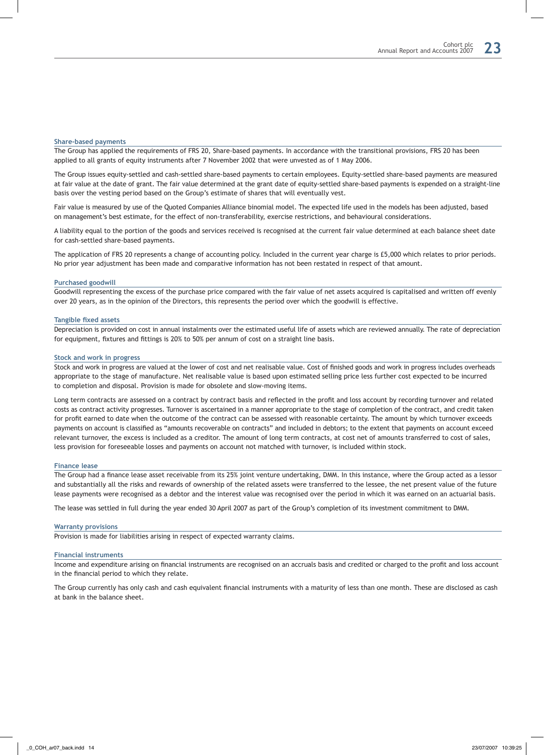### Share-based payments

The Group has applied the requirements of FRS 20, Share-based payments. In accordance with the transitional provisions, FRS 20 has been applied to all grants of equity instruments after 7 November 2002 that were unvested as of 1 May 2006.

The Group issues equity-settled and cash-settled share-based payments to certain employees. Equity-settled share-based payments are measured at fair value at the date of grant. The fair value determined at the grant date of equity-settled share-based payments is expended on a straight-line basis over the vesting period based on the Group's estimate of shares that will eventually vest.

Fair value is measured by use of the Quoted Companies Alliance binomial model. The expected life used in the models has been adjusted, based on management's best estimate, for the effect of non-transferability, exercise restrictions, and behavioural considerations.

A liability equal to the portion of the goods and services received is recognised at the current fair value determined at each balance sheet date for cash-settled share-based payments.

The application of FRS 20 represents a change of accounting policy. Included in the current year charge is £5,000 which relates to prior periods. No prior year adjustment has been made and comparative information has not been restated in respect of that amount.

### Purchased goodwill

Goodwill representing the excess of the purchase price compared with the fair value of net assets acquired is capitalised and written off evenly over 20 years, as in the opinion of the Directors, this represents the period over which the goodwill is effective.

### Tangible fixed assets

Depreciation is provided on cost in annual instalments over the estimated useful life of assets which are reviewed annually. The rate of depreciation for equipment, fixtures and fittings is 20% to 50% per annum of cost on a straight line basis.

### Stock and work in progress

Stock and work in progress are valued at the lower of cost and net realisable value. Cost of finished goods and work in progress includes overheads appropriate to the stage of manufacture. Net realisable value is based upon estimated selling price less further cost expected to be incurred to completion and disposal. Provision is made for obsolete and slow-moving items.

Long term contracts are assessed on a contract by contract basis and reflected in the profit and loss account by recording turnover and related costs as contract activity progresses. Turnover is ascertained in a manner appropriate to the stage of completion of the contract, and credit taken for profit earned to date when the outcome of the contract can be assessed with reasonable certainty. The amount by which turnover exceeds payments on account is classified as "amounts recoverable on contracts" and included in debtors; to the extent that payments on account exceed relevant turnover, the excess is included as a creditor. The amount of long term contracts, at cost net of amounts transferred to cost of sales, less provision for foreseeable losses and payments on account not matched with turnover, is included within stock.

### Finance lease

The Group had a finance lease asset receivable from its 25% joint venture undertaking, DMM. In this instance, where the Group acted as a lessor and substantially all the risks and rewards of ownership of the related assets were transferred to the lessee, the net present value of the future lease payments were recognised as a debtor and the interest value was recognised over the period in which it was earned on an actuarial basis.

The lease was settled in full during the year ended 30 April 2007 as part of the Group's completion of its investment commitment to DMM.

### Warranty provisions

Provision is made for liabilities arising in respect of expected warranty claims.

### Financial instruments

Income and expenditure arising on financial instruments are recognised on an accruals basis and credited or charged to the profit and loss account in the financial period to which they relate.

The Group currently has only cash and cash equivalent financial instruments with a maturity of less than one month. These are disclosed as cash at bank in the balance sheet.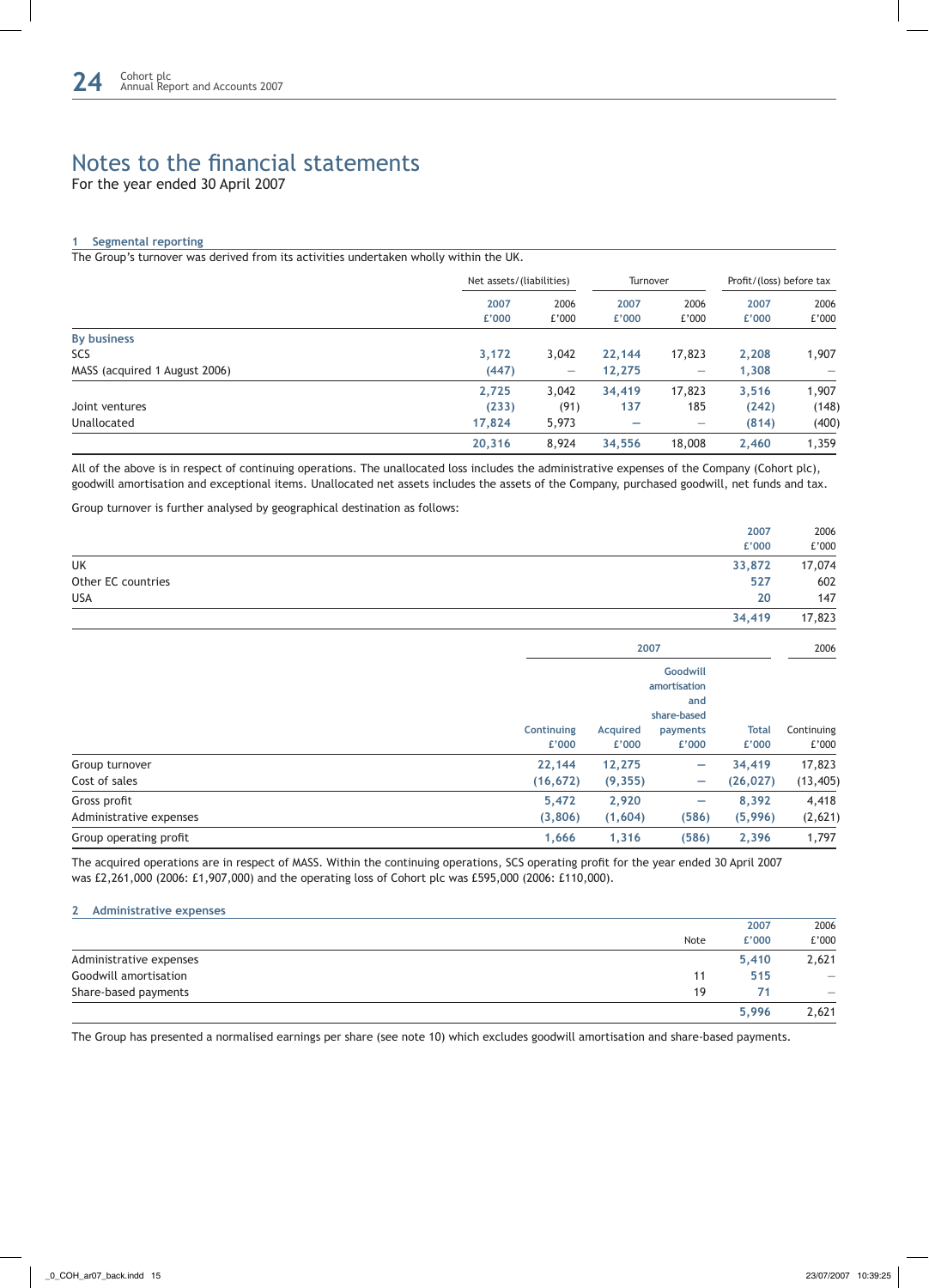# Notes to the financial statements

For the year ended 30 April 2007

## 1 Segmental reporting

The Group's turnover was derived from its activities undertaken wholly within the UK.

| | Net assets/(liabilities) | | Turnover | | Profit/(loss) before tax | |
|---|---|---|---|---|---|---|
| | 2007 £'000 | 2006 £'000 | 2007 £'000 | 2006 £'000 | 2007 £'000 | 2006 £'000 |
| **By business** | | | | | | |
| SCS | 3,172 | 3,042 | 22,144 | 17,823 | 2,208 | 1,907 |
| MASS (acquired 1 August 2006) | (447) | – | 12,275 | – | 1,308 | – |
| | 2,725 | 3,042 | 34,419 | 17,823 | 3,516 | 1,907 |
| Joint ventures | (233) | (91) | 137 | 185 | (242) | (148) |
| Unallocated | 17,824 | 5,973 | – | – | (814) | (400) |
| | 20,316 | 8,924 | 34,556 | 18,008 | 2,460 | 1,359 |

All of the above is in respect of continuing operations. The unallocated loss includes the administrative expenses of the Company (Cohort plc), goodwill amortisation and exceptional items. Unallocated net assets includes the assets of the Company, purchased goodwill, net funds and tax.

Group turnover is further analysed by geographical destination as follows:

| | 2007 £'000 | 2006 £'000 |
|---|---|---|
| UK | 33,872 | 17,074 |
| Other EC countries | 527 | 602 |
| USA | 20 | 147 |
| | 34,419 | 17,823 |

| | 2007 | | | | 2006 |
|---|---|---|---|---|---|
| | Continuing £'000 | Acquired £'000 | Goodwill amortisation and share-based payments £'000 | Total £'000 | Continuing £'000 |
| Group turnover | 22,144 | 12,275 | – | 34,419 | 17,823 |
| Cost of sales | (16,672) | (9,355) | – | (26,027) | (13,405) |
| Gross profit | 5,472 | 2,920 | – | 8,392 | 4,418 |
| Administrative expenses | (3,806) | (1,604) | (586) | (5,996) | (2,621) |
| Group operating profit | 1,666 | 1,316 | (586) | 2,396 | 1,797 |

The acquired operations are in respect of MASS. Within the continuing operations, SCS operating profit for the year ended 30 April 2007 was £2,261,000 (2006: £1,907,000) and the operating loss of Cohort plc was £595,000 (2006: £110,000).

## 2 Administrative expenses

| | Note | 2007 £'000 | 2006 £'000 |
|---|---|---|---|
| Administrative expenses | | 5,410 | 2,621 |
| Goodwill amortisation | 11 | 515 | – |
| Share-based payments | 19 | 71 | – |
| | | 5,996 | 2,621 |

The Group has presented a normalised earnings per share (see note 10) which excludes goodwill amortisation and share-based payments.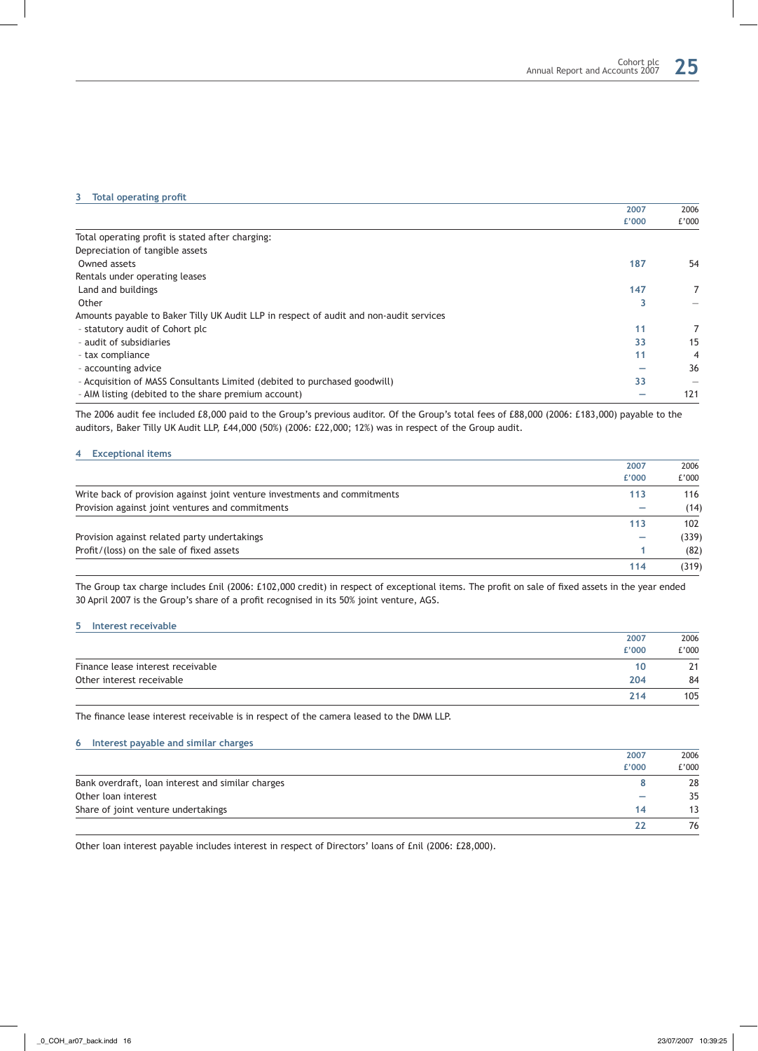## 3 Total operating profit

| | 2007 £'000 | 2006 £'000 |
|---|---|---|
| Total operating profit is stated after charging: | | |
| Depreciation of tangible assets | | |
| Owned assets | 187 | 54 |
| Rentals under operating leases | | |
| Land and buildings | 147 | 7 |
| Other | 3 | – |
| Amounts payable to Baker Tilly UK Audit LLP in respect of audit and non-audit services | | |
| - statutory audit of Cohort plc | 11 | 7 |
| - audit of subsidiaries | 33 | 15 |
| - tax compliance | 11 | 4 |
| - accounting advice | – | 36 |
| - Acquisition of MASS Consultants Limited (debited to purchased goodwill) | 33 | – |
| - AIM listing (debited to the share premium account) | – | 121 |

The 2006 audit fee included £8,000 paid to the Group's previous auditor. Of the Group's total fees of £88,000 (2006: £183,000) payable to the auditors, Baker Tilly UK Audit LLP, £44,000 (50%) (2006: £22,000; 12%) was in respect of the Group audit.

## 4 Exceptional items

| | 2007 £'000 | 2006 £'000 |
|---|---|---|
| Write back of provision against joint venture investments and commitments | 113 | 116 |
| Provision against joint ventures and commitments | – | (14) |
| | 113 | 102 |
| Provision against related party undertakings | – | (339) |
| Profit/(loss) on the sale of fixed assets | 1 | (82) |
| | 114 | (319) |

The Group tax charge includes £nil (2006: £102,000 credit) in respect of exceptional items. The profit on sale of fixed assets in the year ended 30 April 2007 is the Group's share of a profit recognised in its 50% joint venture, AGS.

## 5 Interest receivable

| | 2007 £'000 | 2006 £'000 |
|---|---|---|
| Finance lease interest receivable | 10 | 21 |
| Other interest receivable | 204 | 84 |
| | 214 | 105 |

The finance lease interest receivable is in respect of the camera leased to the DMM LLP.

## 6 Interest payable and similar charges

| | 2007 £'000 | 2006 £'000 |
|---|---|---|
| Bank overdraft, loan interest and similar charges | 8 | 28 |
| Other loan interest | – | 35 |
| Share of joint venture undertakings | 14 | 13 |
| | 22 | 76 |

Other loan interest payable includes interest in respect of Directors' loans of £nil (2006: £28,000).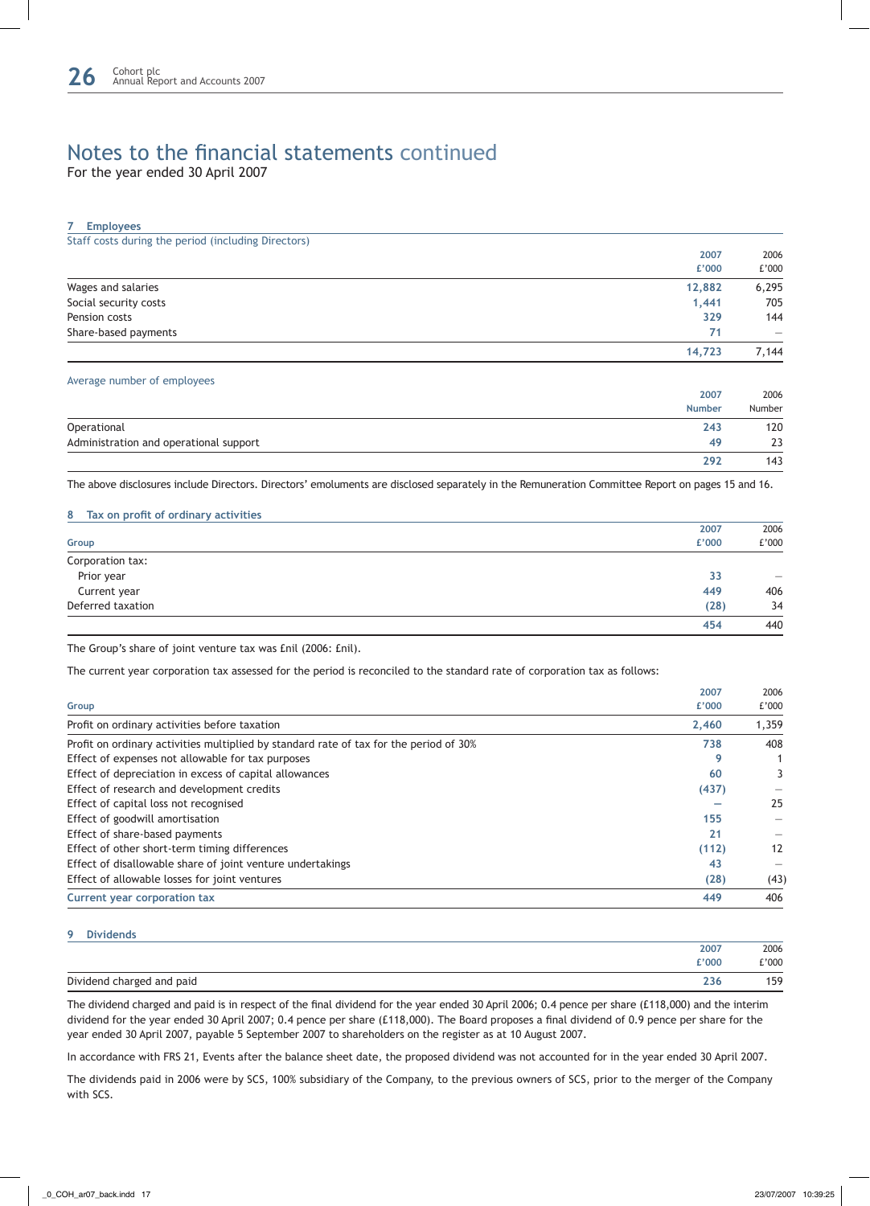# Notes to the financial statements continued

For the year ended 30 April 2007

## 7 Employees

### Staff costs during the period (including Directors)

| | 2007 £'000 | 2006 £'000 |
|---|---|---|
| Wages and salaries | 12,882 | 6,295 |
| Social security costs | 1,441 | 705 |
| Pension costs | 329 | 144 |
| Share-based payments | 71 | – |
| | 14,723 | 7,144 |

### Average number of employees

| | 2007 Number | 2006 Number |
|---|---|---|
| Operational | 243 | 120 |
| Administration and operational support | 49 | 23 |
| | 292 | 143 |

The above disclosures include Directors. Directors' emoluments are disclosed separately in the Remuneration Committee Report on pages 15 and 16.

## 8 Tax on profit of ordinary activities

| Group | 2007 £'000 | 2006 £'000 |
|---|---|---|
| Corporation tax: | | |
| Prior year | 33 | – |
| Current year | 449 | 406 |
| Deferred taxation | (28) | 34 |
| | 454 | 440 |

The Group's share of joint venture tax was £nil (2006: £nil).

The current year corporation tax assessed for the period is reconciled to the standard rate of corporation tax as follows:

| Group | 2007 £'000 | 2006 £'000 |
|---|---|---|
| Profit on ordinary activities before taxation | 2,460 | 1,359 |
| Profit on ordinary activities multiplied by standard rate of tax for the period of 30% | 738 | 408 |
| Effect of expenses not allowable for tax purposes | 9 | 1 |
| Effect of depreciation in excess of capital allowances | 60 | 3 |
| Effect of research and development credits | (437) | – |
| Effect of capital loss not recognised | – | 25 |
| Effect of goodwill amortisation | 155 | – |
| Effect of share-based payments | 21 | – |
| Effect of other short-term timing differences | (112) | 12 |
| Effect of disallowable share of joint venture undertakings | 43 | – |
| Effect of allowable losses for joint ventures | (28) | (43) |
| **Current year corporation tax** | 449 | 406 |

## 9 Dividends

| | 2007 £'000 | 2006 £'000 |
|---|---|---|
| Dividend charged and paid | 236 | 159 |

The dividend charged and paid is in respect of the final dividend for the year ended 30 April 2006; 0.4 pence per share (£118,000) and the interim dividend for the year ended 30 April 2007; 0.4 pence per share (£118,000). The Board proposes a final dividend of 0.9 pence per share for the year ended 30 April 2007, payable 5 September 2007 to shareholders on the register as at 10 August 2007.

In accordance with FRS 21, Events after the balance sheet date, the proposed dividend was not accounted for in the year ended 30 April 2007.

The dividends paid in 2006 were by SCS, 100% subsidiary of the Company, to the previous owners of SCS, prior to the merger of the Company with SCS.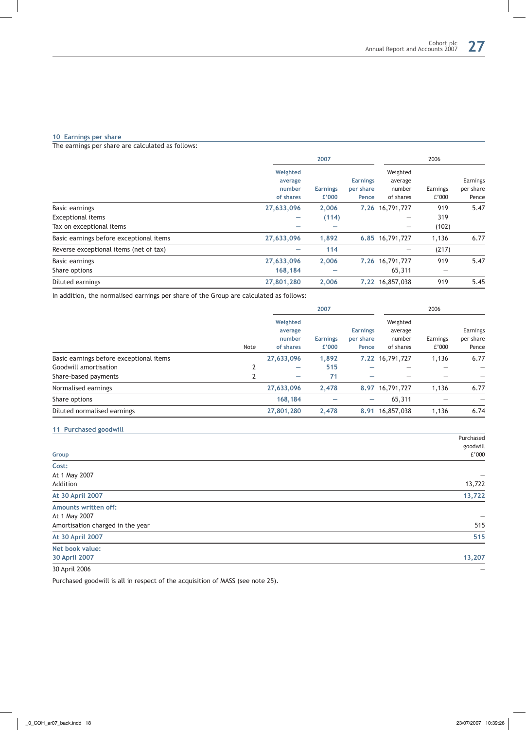## 10 Earnings per share

The earnings per share are calculated as follows:

| | 2007 | | | 2006 | | |
|---|---|---|---|---|---|---|
| | Weighted average number of shares | Earnings £'000 | Earnings per share Pence | Weighted average number of shares | Earnings £'000 | Earnings per share Pence |
| Basic earnings | 27,633,096 | 2,006 | 7.26 | 16,791,727 | 919 | 5.47 |
| Exceptional items | – | (114) | | – | 319 | |
| Tax on exceptional items | – | – | | – | (102) | |
| Basic earnings before exceptional items | 27,633,096 | 1,892 | 6.85 | 16,791,727 | 1,136 | 6.77 |
| Reverse exceptional items (net of tax) | – | 114 | | – | (217) | |
| Basic earnings | 27,633,096 | 2,006 | 7.26 | 16,791,727 | 919 | 5.47 |
| Share options | 168,184 | – | | 65,311 | – | |
| Diluted earnings | 27,801,280 | 2,006 | 7.22 | 16,857,038 | 919 | 5.45 |

In addition, the normalised earnings per share of the Group are calculated as follows:

| | Note | 2007 | | | 2006 | | |
|---|---|---|---|---|---|---|---|
| | | Weighted average number of shares | Earnings £'000 | Earnings per share Pence | Weighted average number of shares | Earnings £'000 | Earnings per share Pence |
| Basic earnings before exceptional items | | 27,633,096 | 1,892 | 7.22 | 16,791,727 | 1,136 | 6.77 |
| Goodwill amortisation | 2 | – | 515 | – | – | – | – |
| Share-based payments | 2 | – | 71 | – | – | – | – |
| Normalised earnings | | 27,633,096 | 2,478 | 8.97 | 16,791,727 | 1,136 | 6.77 |
| Share options | | 168,184 | – | – | 65,311 | – | – |
| Diluted normalised earnings | | 27,801,280 | 2,478 | 8.91 | 16,857,038 | 1,136 | 6.74 |

## 11 Purchased goodwill

| Group | Purchased goodwill £'000 |
|---|---|
| **Cost:** | |
| At 1 May 2007 | – |
| Addition | 13,722 |
| **At 30 April 2007** | **13,722** |
| **Amounts written off:** | |
| At 1 May 2007 | – |
| Amortisation charged in the year | 515 |
| **At 30 April 2007** | **515** |
| **Net book value:** | |
| **30 April 2007** | **13,207** |
| 30 April 2006 | – |

Purchased goodwill is all in respect of the acquisition of MASS (see note 25).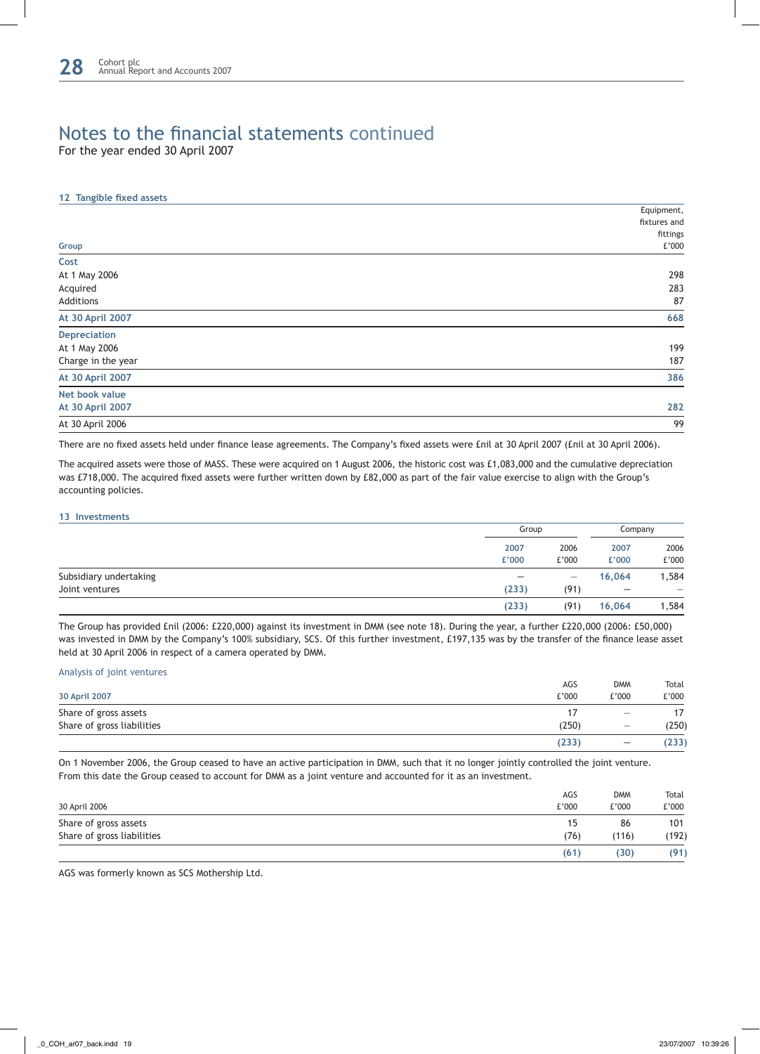# Notes to the financial statements continued

For the year ended 30 April 2007

## 12 Tangible fixed assets

| Group | Equipment, fixtures and fittings £'000 |
|---|---|
| **Cost** | |
| At 1 May 2006 | 298 |
| Acquired | 283 |
| Additions | 87 |
| **At 30 April 2007** | **668** |
| **Depreciation** | |
| At 1 May 2006 | 199 |
| Charge in the year | 187 |
| **At 30 April 2007** | **386** |
| **Net book value** | |
| **At 30 April 2007** | **282** |
| At 30 April 2006 | 99 |

There are no fixed assets held under finance lease agreements. The Company's fixed assets were £nil at 30 April 2007 (£nil at 30 April 2006).

The acquired assets were those of MASS. These were acquired on 1 August 2006, the historic cost was £1,083,000 and the cumulative depreciation was £718,000. The acquired fixed assets were further written down by £82,000 as part of the fair value exercise to align with the Group's accounting policies.

## 13 Investments

| | Group | | Company | |
|---|---|---|---|---|
| | **2007 £'000** | 2006 £'000 | **2007 £'000** | 2006 £'000 |
| Subsidiary undertaking | **–** | – | **16,064** | 1,584 |
| Joint ventures | **(233)** | (91) | **–** | – |
| | **(233)** | (91) | **16,064** | 1,584 |

The Group has provided £nil (2006: £220,000) against its investment in DMM (see note 18). During the year, a further £220,000 (2006: £50,000) was invested in DMM by the Company's 100% subsidiary, SCS. Of this further investment, £197,135 was by the transfer of the finance lease asset held at 30 April 2006 in respect of a camera operated by DMM.

### Analysis of joint ventures

| 30 April 2007 | AGS £'000 | DMM £'000 | Total £'000 |
|---|---|---|---|
| Share of gross assets | 17 | – | 17 |
| Share of gross liabilities | (250) | – | (250) |
| | **(233)** | **–** | **(233)** |

On 1 November 2006, the Group ceased to have an active participation in DMM, such that it no longer jointly controlled the joint venture. From this date the Group ceased to account for DMM as a joint venture and accounted for it as an investment.

| 30 April 2006 | AGS £'000 | DMM £'000 | Total £'000 |
|---|---|---|---|
| Share of gross assets | 15 | 86 | 101 |
| Share of gross liabilities | (76) | (116) | (192) |
| | **(61)** | **(30)** | **(91)** |

AGS was formerly known as SCS Mothership Ltd.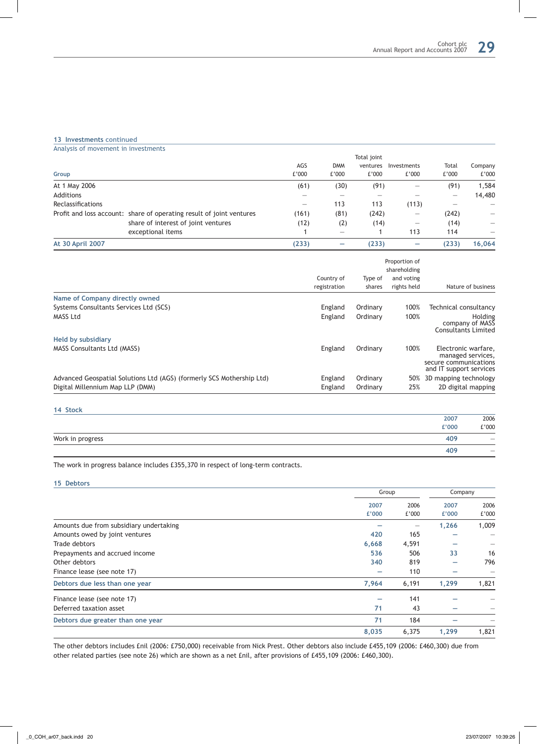## 13 Investments continued

Analysis of movement in investments

| Group | | AGS £'000 | DMM £'000 | Total joint ventures £'000 | Investments £'000 | Total £'000 | Company £'000 |
|---|---|---|---|---|---|---|---|
| At 1 May 2006 | | (61) | (30) | (91) | – | (91) | 1,584 |
| Additions | | – | – | – | – | – | 14,480 |
| Reclassifications | | – | 113 | 113 | (113) | – | – |
| Profit and loss account: | share of operating result of joint ventures | (161) | (81) | (242) | – | (242) | – |
| | share of interest of joint ventures | (12) | (2) | (14) | – | (14) | – |
| | exceptional items | 1 | – | 1 | 113 | 114 | – |
| **At 30 April 2007** | | **(233)** | **–** | **(233)** | **–** | **(233)** | **16,064** |

| | Country of registration | Type of shares | Proportion of shareholding and voting rights held | Nature of business |
|---|---|---|---|---|
| **Name of Company directly owned** | | | | |
| Systems Consultants Services Ltd (SCS) | England | Ordinary | 100% | Technical consultancy |
| MASS Ltd | England | Ordinary | 100% | Holding company of MASS Consultants Limited |
| **Held by subsidiary** | | | | |
| MASS Consultants Ltd (MASS) | England | Ordinary | 100% | Electronic warfare, managed services, secure communications and IT support services |
| Advanced Geospatial Solutions Ltd (AGS) (formerly SCS Mothership Ltd) | England | Ordinary | 50% | 3D mapping technology |
| Digital Millennium Map LLP (DMM) | England | Ordinary | 25% | 2D digital mapping |

## 14 Stock

| | 2007 £'000 | 2006 £'000 |
|---|---|---|
| Work in progress | 409 | – |
| | **409** | – |

The work in progress balance includes £355,370 in respect of long-term contracts.

## 15 Debtors

| | Group | | Company | |
|---|---|---|---|---|
| | 2007 £'000 | 2006 £'000 | 2007 £'000 | 2006 £'000 |
| Amounts due from subsidiary undertaking | – | – | 1,266 | 1,009 |
| Amounts owed by joint ventures | 420 | 165 | – | – |
| Trade debtors | 6,668 | 4,591 | – | – |
| Prepayments and accrued income | 536 | 506 | 33 | 16 |
| Other debtors | 340 | 819 | – | 796 |
| Finance lease (see note 17) | – | 110 | – | – |
| **Debtors due less than one year** | **7,964** | 6,191 | **1,299** | 1,821 |
| Finance lease (see note 17) | – | 141 | – | – |
| Deferred taxation asset | 71 | 43 | – | – |
| **Debtors due greater than one year** | **71** | 184 | – | – |
| | **8,035** | 6,375 | **1,299** | 1,821 |

The other debtors includes £nil (2006: £750,000) receivable from Nick Prest. Other debtors also include £455,109 (2006: £460,300) due from other related parties (see note 26) which are shown as a net £nil, after provisions of £455,109 (2006: £460,300).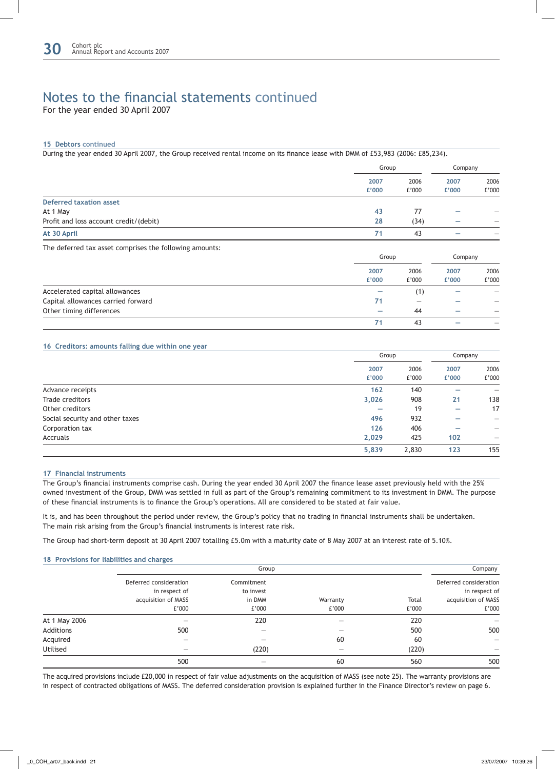# Notes to the financial statements continued

For the year ended 30 April 2007

## 15 Debtors continued

During the year ended 30 April 2007, the Group received rental income on its finance lease with DMM of £53,983 (2006: £85,234).

| | Group | | Company | |
|---|---|---|---|---|
| | 2007 £'000 | 2006 £'000 | 2007 £'000 | 2006 £'000 |
| **Deferred taxation asset** | | | | |
| At 1 May | 43 | 77 | – | – |
| Profit and loss account credit/(debit) | 28 | (34) | – | – |
| **At 30 April** | 71 | 43 | – | – |

The deferred tax asset comprises the following amounts:

| | Group | | Company | |
|---|---|---|---|---|
| | 2007 £'000 | 2006 £'000 | 2007 £'000 | 2006 £'000 |
| Accelerated capital allowances | – | (1) | – | – |
| Capital allowances carried forward | 71 | – | – | – |
| Other timing differences | – | 44 | – | – |
| | 71 | 43 | – | – |

## 16 Creditors: amounts falling due within one year

| | Group | | Company | |
|---|---|---|---|---|
| | 2007 £'000 | 2006 £'000 | 2007 £'000 | 2006 £'000 |
| Advance receipts | 162 | 140 | – | – |
| Trade creditors | 3,026 | 908 | 21 | 138 |
| Other creditors | – | 19 | – | 17 |
| Social security and other taxes | 496 | 932 | – | – |
| Corporation tax | 126 | 406 | – | – |
| Accruals | 2,029 | 425 | 102 | – |
| | 5,839 | 2,830 | 123 | 155 |

## 17 Financial instruments

The Group's financial instruments comprise cash. During the year ended 30 April 2007 the finance lease asset previously held with the 25% owned investment of the Group, DMM was settled in full as part of the Group's remaining commitment to its investment in DMM. The purpose of these financial instruments is to finance the Group's operations. All are considered to be stated at fair value.

It is, and has been throughout the period under review, the Group's policy that no trading in financial instruments shall be undertaken. The main risk arising from the Group's financial instruments is interest rate risk.

The Group had short-term deposit at 30 April 2007 totalling £5.0m with a maturity date of 8 May 2007 at an interest rate of 5.10%.

## 18 Provisions for liabilities and charges

| | Group | | | | Company |
|---|---|---|---|---|---|
| | Deferred consideration in respect of acquisition of MASS £'000 | Commitment to invest in DMM £'000 | Warranty £'000 | Total £'000 | Deferred consideration in respect of acquisition of MASS £'000 |
| At 1 May 2006 | – | 220 | – | 220 | – |
| Additions | 500 | – | – | 500 | 500 |
| Acquired | – | – | 60 | 60 | – |
| Utilised | – | (220) | – | (220) | – |
| | 500 | – | 60 | 560 | 500 |

The acquired provisions include £20,000 in respect of fair value adjustments on the acquisition of MASS (see note 25). The warranty provisions are in respect of contracted obligations of MASS. The deferred consideration provision is explained further in the Finance Director's review on page 6.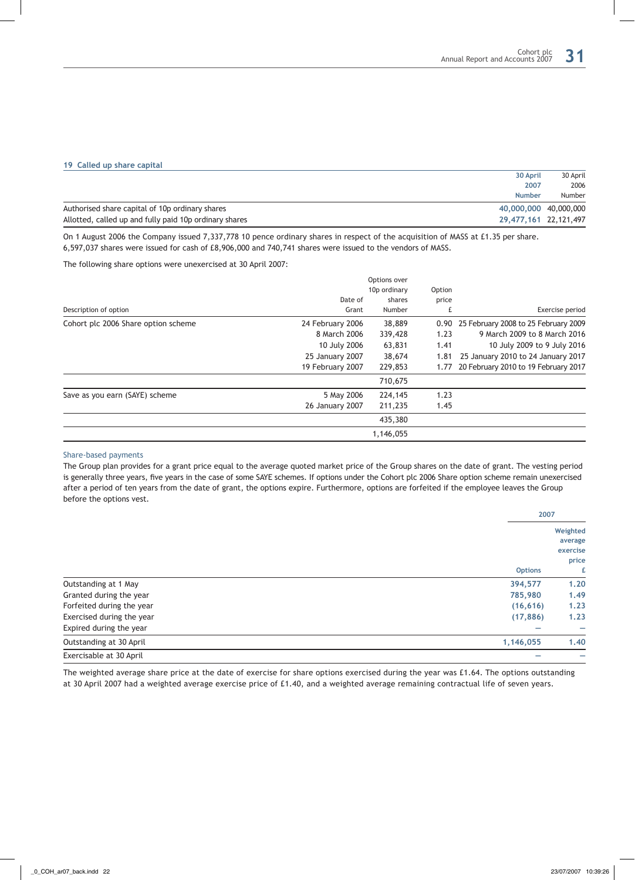## 19 Called up share capital

| | 30 April 2007 Number | 30 April 2006 Number |
|---|---|---|
| Authorised share capital of 10p ordinary shares | 40,000,000 | 40,000,000 |
| Allotted, called up and fully paid 10p ordinary shares | 29,477,161 | 22,121,497 |

On 1 August 2006 the Company issued 7,337,778 10 pence ordinary shares in respect of the acquisition of MASS at £1.35 per share. 6,597,037 shares were issued for cash of £8,906,000 and 740,741 shares were issued to the vendors of MASS.

The following share options were unexercised at 30 April 2007:

| Description of option | Date of Grant | Options over 10p ordinary shares Number | Option price £ | Exercise period |
|---|---|---|---|---|
| Cohort plc 2006 Share option scheme | 24 February 2006 | 38,889 | 0.90 | 25 February 2008 to 25 February 2009 |
| | 8 March 2006 | 339,428 | 1.23 | 9 March 2009 to 8 March 2016 |
| | 10 July 2006 | 63,831 | 1.41 | 10 July 2009 to 9 July 2016 |
| | 25 January 2007 | 38,674 | 1.81 | 25 January 2010 to 24 January 2017 |
| | 19 February 2007 | 229,853 | 1.77 | 20 February 2010 to 19 February 2017 |
| | | 710,675 | | |
| Save as you earn (SAYE) scheme | 5 May 2006 | 224,145 | 1.23 | |
| | 26 January 2007 | 211,235 | 1.45 | |
| | | 435,380 | | |
| | | 1,146,055 | | |

### Share-based payments

The Group plan provides for a grant price equal to the average quoted market price of the Group shares on the date of grant. The vesting period is generally three years, five years in the case of some SAYE schemes. If options under the Cohort plc 2006 Share option scheme remain unexercised after a period of ten years from the date of grant, the options expire. Furthermore, options are forfeited if the employee leaves the Group before the options vest.

| | 2007 Options | 2007 Weighted average exercise price £ |
|---|---|---|
| Outstanding at 1 May | 394,577 | 1.20 |
| Granted during the year | 785,980 | 1.49 |
| Forfeited during the year | (16,616) | 1.23 |
| Exercised during the year | (17,886) | 1.23 |
| Expired during the year | – | – |
| Outstanding at 30 April | 1,146,055 | 1.40 |
| Exercisable at 30 April | – | – |

The weighted average share price at the date of exercise for share options exercised during the year was £1.64. The options outstanding at 30 April 2007 had a weighted average exercise price of £1.40, and a weighted average remaining contractual life of seven years.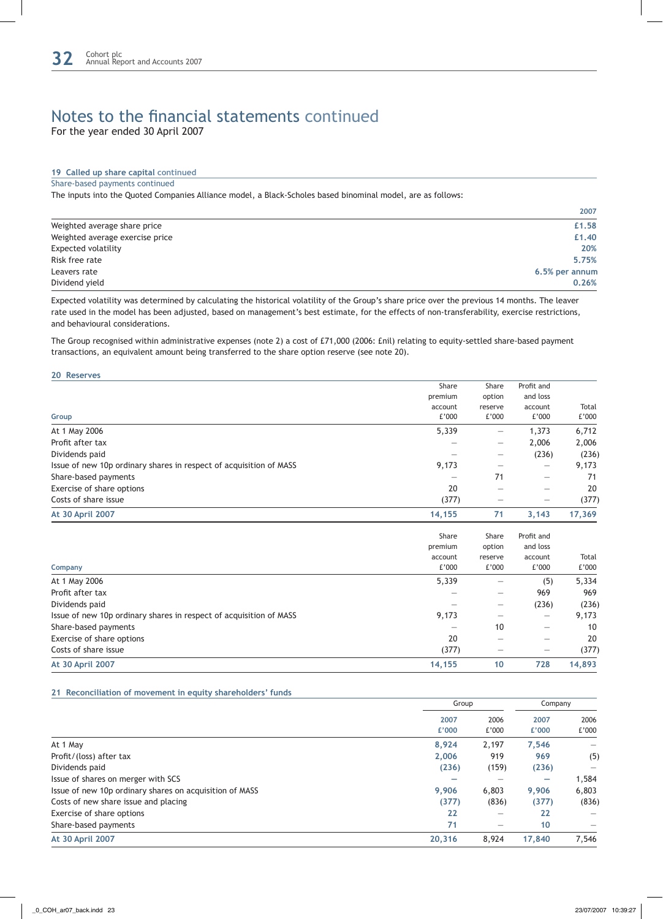# Notes to the financial statements continued

For the year ended 30 April 2007

## 19 Called up share capital continued

### Share-based payments continued

The inputs into the Quoted Companies Alliance model, a Black-Scholes based binominal model, are as follows:

| | 2007 |
|---|---|
| Weighted average share price | £1.58 |
| Weighted average exercise price | £1.40 |
| Expected volatility | 20% |
| Risk free rate | 5.75% |
| Leavers rate | 6.5% per annum |
| Dividend yield | 0.26% |

Expected volatility was determined by calculating the historical volatility of the Group's share price over the previous 14 months. The leaver rate used in the model has been adjusted, based on management's best estimate, for the effects of non-transferability, exercise restrictions, and behavioural considerations.

The Group recognised within administrative expenses (note 2) a cost of £71,000 (2006: £nil) relating to equity-settled share-based payment transactions, an equivalent amount being transferred to the share option reserve (see note 20).

## 20 Reserves

| Group | Share premium account £'000 | Share option reserve £'000 | Profit and loss account £'000 | Total £'000 |
|---|---|---|---|---|
| At 1 May 2006 | 5,339 | – | 1,373 | 6,712 |
| Profit after tax | – | – | 2,006 | 2,006 |
| Dividends paid | – | – | (236) | (236) |
| Issue of new 10p ordinary shares in respect of acquisition of MASS | 9,173 | – | – | 9,173 |
| Share-based payments | – | 71 | – | 71 |
| Exercise of share options | 20 | – | – | 20 |
| Costs of share issue | (377) | – | – | (377) |
| **At 30 April 2007** | **14,155** | **71** | **3,143** | **17,369** |

| Company | Share premium account £'000 | Share option reserve £'000 | Profit and loss account £'000 | Total £'000 |
|---|---|---|---|---|
| At 1 May 2006 | 5,339 | – | (5) | 5,334 |
| Profit after tax | – | – | 969 | 969 |
| Dividends paid | – | – | (236) | (236) |
| Issue of new 10p ordinary shares in respect of acquisition of MASS | 9,173 | – | – | 9,173 |
| Share-based payments | – | 10 | – | 10 |
| Exercise of share options | 20 | – | – | 20 |
| Costs of share issue | (377) | – | – | (377) |
| **At 30 April 2007** | **14,155** | **10** | **728** | **14,893** |

## 21 Reconciliation of movement in equity shareholders' funds

| | Group | | Company | |
|---|---|---|---|---|
| | 2007 £'000 | 2006 £'000 | 2007 £'000 | 2006 £'000 |
| At 1 May | 8,924 | 2,197 | 7,546 | – |
| Profit/(loss) after tax | 2,006 | 919 | 969 | (5) |
| Dividends paid | (236) | (159) | (236) | – |
| Issue of shares on merger with SCS | – | – | – | 1,584 |
| Issue of new 10p ordinary shares on acquisition of MASS | 9,906 | 6,803 | 9,906 | 6,803 |
| Costs of new share issue and placing | (377) | (836) | (377) | (836) |
| Exercise of share options | 22 | – | 22 | – |
| Share-based payments | 71 | – | 10 | – |
| **At 30 April 2007** | **20,316** | 8,924 | **17,840** | 7,546 |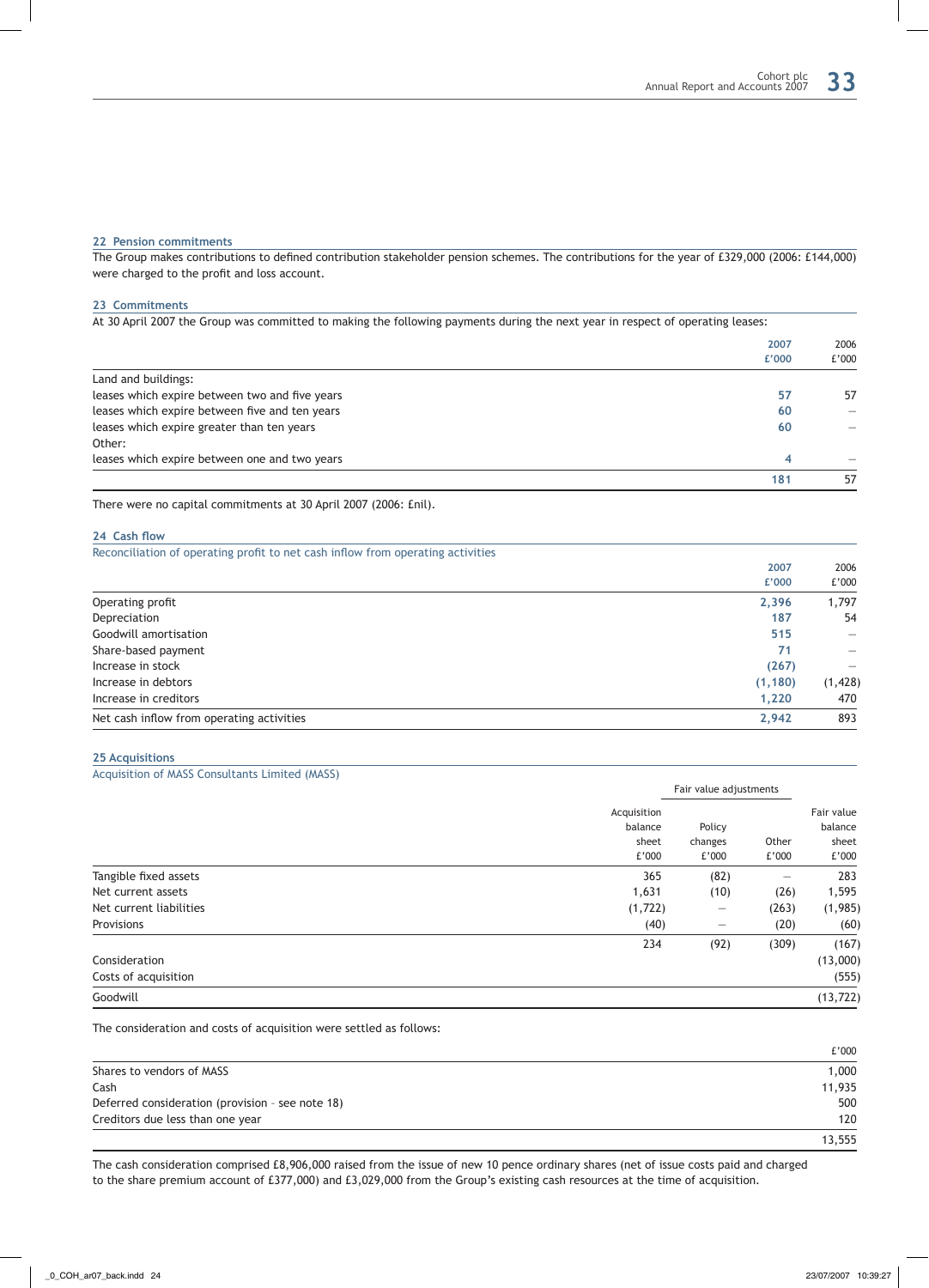## 22 Pension commitments

The Group makes contributions to defined contribution stakeholder pension schemes. The contributions for the year of £329,000 (2006: £144,000) were charged to the profit and loss account.

## 23 Commitments

At 30 April 2007 the Group was committed to making the following payments during the next year in respect of operating leases:

| | 2007 £'000 | 2006 £'000 |
|---|---|---|
| Land and buildings: | | |
| leases which expire between two and five years | 57 | 57 |
| leases which expire between five and ten years | 60 | – |
| leases which expire greater than ten years | 60 | – |
| Other: | | |
| leases which expire between one and two years | 4 | – |
| | 181 | 57 |

There were no capital commitments at 30 April 2007 (2006: £nil).

## 24 Cash flow

Reconciliation of operating profit to net cash inflow from operating activities

| | 2007 £'000 | 2006 £'000 |
|---|---|---|
| Operating profit | 2,396 | 1,797 |
| Depreciation | 187 | 54 |
| Goodwill amortisation | 515 | – |
| Share-based payment | 71 | – |
| Increase in stock | (267) | – |
| Increase in debtors | (1,180) | (1,428) |
| Increase in creditors | 1,220 | 470 |
| Net cash inflow from operating activities | 2,942 | 893 |

## 25 Acquisitions

Acquisition of MASS Consultants Limited (MASS)

| | Acquisition balance sheet £'000 | Fair value adjustments: Policy changes £'000 | Fair value adjustments: Other £'000 | Fair value balance sheet £'000 |
|---|---|---|---|---|
| Tangible fixed assets | 365 | (82) | – | 283 |
| Net current assets | 1,631 | (10) | (26) | 1,595 |
| Net current liabilities | (1,722) | – | (263) | (1,985) |
| Provisions | (40) | – | (20) | (60) |
| | 234 | (92) | (309) | (167) |
| Consideration | | | | (13,000) |
| Costs of acquisition | | | | (555) |
| Goodwill | | | | (13,722) |

The consideration and costs of acquisition were settled as follows:

| | £'000 |
|---|---|
| Shares to vendors of MASS | 1,000 |
| Cash | 11,935 |
| Deferred consideration (provision – see note 18) | 500 |
| Creditors due less than one year | 120 |
| | 13,555 |

The cash consideration comprised £8,906,000 raised from the issue of new 10 pence ordinary shares (net of issue costs paid and charged to the share premium account of £377,000) and £3,029,000 from the Group's existing cash resources at the time of acquisition.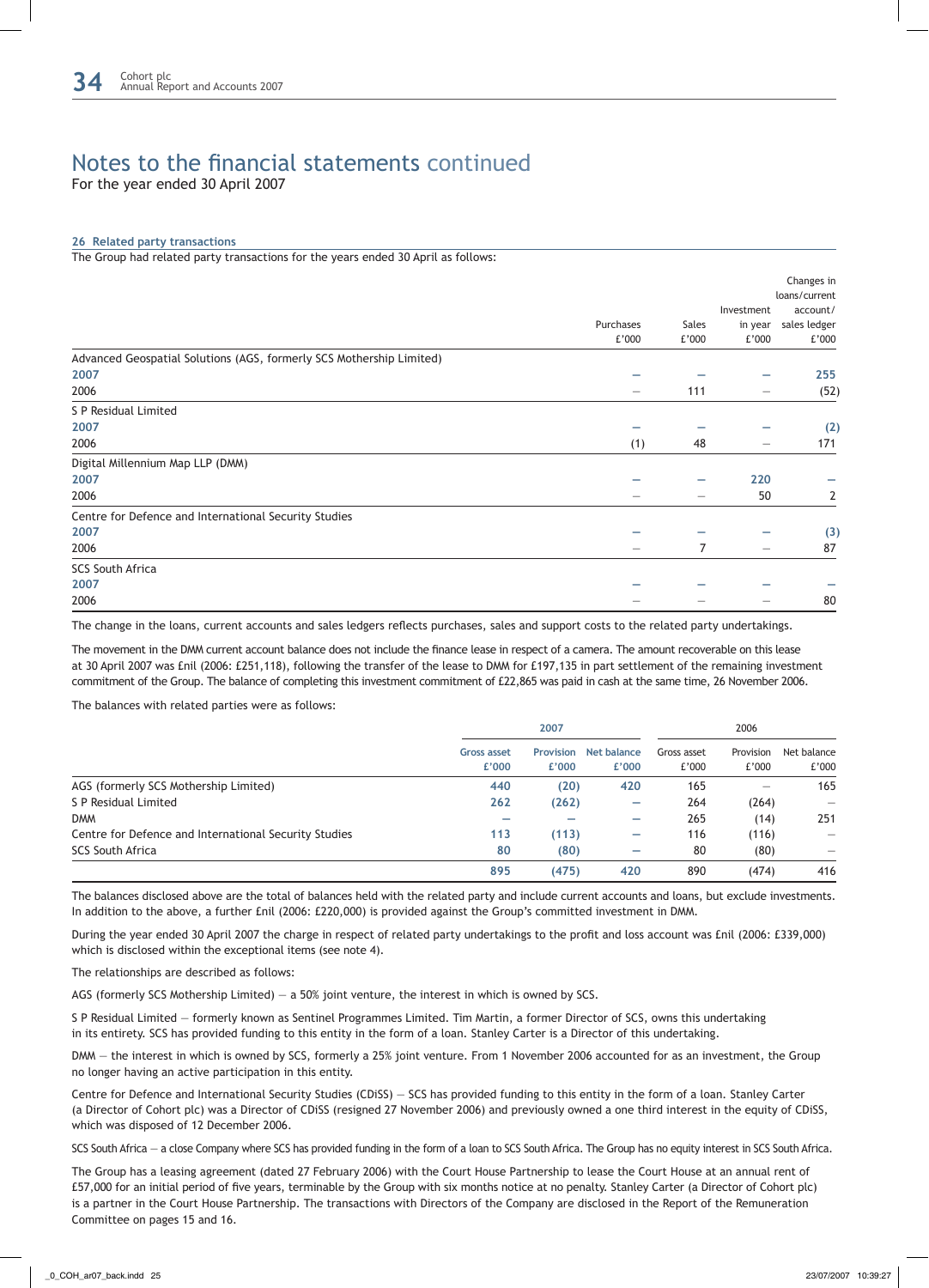# Notes to the financial statements continued

For the year ended 30 April 2007

## 26 Related party transactions

The Group had related party transactions for the years ended 30 April as follows:

| | Purchases £'000 | Sales £'000 | Investment in year £'000 | Changes in loans/current account/ sales ledger £'000 |
|---|---|---|---|---|
| **Advanced Geospatial Solutions (AGS, formerly SCS Mothership Limited)** | | | | |
| 2007 | – | – | – | 255 |
| 2006 | – | 111 | – | (52) |
| **S P Residual Limited** | | | | |
| 2007 | – | – | – | (2) |
| 2006 | (1) | 48 | – | 171 |
| **Digital Millennium Map LLP (DMM)** | | | | |
| 2007 | – | – | 220 | – |
| 2006 | – | – | 50 | 2 |
| **Centre for Defence and International Security Studies** | | | | |
| 2007 | – | – | – | (3) |
| 2006 | – | 7 | – | 87 |
| **SCS South Africa** | | | | |
| 2007 | – | – | – | – |
| 2006 | – | – | – | 80 |

The change in the loans, current accounts and sales ledgers reflects purchases, sales and support costs to the related party undertakings.

The movement in the DMM current account balance does not include the finance lease in respect of a camera. The amount recoverable on this lease at 30 April 2007 was £nil (2006: £251,118), following the transfer of the lease to DMM for £197,135 in part settlement of the remaining investment commitment of the Group. The balance of completing this investment commitment of £22,865 was paid in cash at the same time, 26 November 2006.

The balances with related parties were as follows:

| | 2007 | | | 2006 | | |
|---|---|---|---|---|---|---|
| | Gross asset £'000 | Provision £'000 | Net balance £'000 | Gross asset £'000 | Provision £'000 | Net balance £'000 |
| AGS (formerly SCS Mothership Limited) | 440 | (20) | 420 | 165 | – | 165 |
| S P Residual Limited | 262 | (262) | – | 264 | (264) | – |
| DMM | – | – | – | 265 | (14) | 251 |
| Centre for Defence and International Security Studies | 113 | (113) | – | 116 | (116) | – |
| SCS South Africa | 80 | (80) | – | 80 | (80) | – |
| | 895 | (475) | 420 | 890 | (474) | 416 |

The balances disclosed above are the total of balances held with the related party and include current accounts and loans, but exclude investments. In addition to the above, a further £nil (2006: £220,000) is provided against the Group's committed investment in DMM.

During the year ended 30 April 2007 the charge in respect of related party undertakings to the profit and loss account was £nil (2006: £339,000) which is disclosed within the exceptional items (see note 4).

The relationships are described as follows:

AGS (formerly SCS Mothership Limited) – a 50% joint venture, the interest in which is owned by SCS.

S P Residual Limited – formerly known as Sentinel Programmes Limited. Tim Martin, a former Director of SCS, owns this undertaking in its entirety. SCS has provided funding to this entity in the form of a loan. Stanley Carter is a Director of this undertaking.

DMM – the interest in which is owned by SCS, formerly a 25% joint venture. From 1 November 2006 accounted for as an investment, the Group no longer having an active participation in this entity.

Centre for Defence and International Security Studies (CDiSS) – SCS has provided funding to this entity in the form of a loan. Stanley Carter (a Director of Cohort plc) was a Director of CDiSS (resigned 27 November 2006) and previously owned a one third interest in the equity of CDiSS, which was disposed of 12 December 2006.

SCS South Africa – a close Company where SCS has provided funding in the form of a loan to SCS South Africa. The Group has no equity interest in SCS South Africa.

The Group has a leasing agreement (dated 27 February 2006) with the Court House Partnership to lease the Court House at an annual rent of £57,000 for an initial period of five years, terminable by the Group with six months notice at no penalty. Stanley Carter (a Director of Cohort plc) is a partner in the Court House Partnership. The transactions with Directors of the Company are disclosed in the Report of the Remuneration Committee on pages 15 and 16.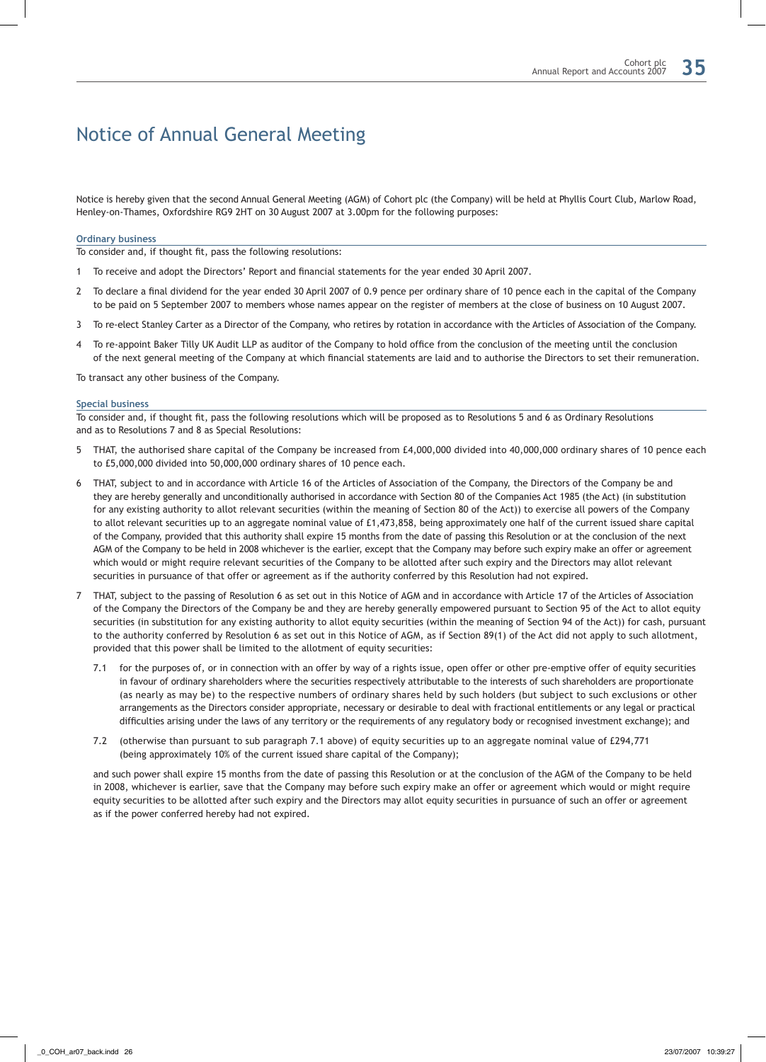# Notice of Annual General Meeting

Notice is hereby given that the second Annual General Meeting (AGM) of Cohort plc (the Company) will be held at Phyllis Court Club, Marlow Road, Henley-on-Thames, Oxfordshire RG9 2HT on 30 August 2007 at 3.00pm for the following purposes:

### Ordinary business

To consider and, if thought fit, pass the following resolutions:

1. To receive and adopt the Directors' Report and financial statements for the year ended 30 April 2007.
2. To declare a final dividend for the year ended 30 April 2007 of 0.9 pence per ordinary share of 10 pence each in the capital of the Company to be paid on 5 September 2007 to members whose names appear on the register of members at the close of business on 10 August 2007.
3. To re-elect Stanley Carter as a Director of the Company, who retires by rotation in accordance with the Articles of Association of the Company.
4. To re-appoint Baker Tilly UK Audit LLP as auditor of the Company to hold office from the conclusion of the meeting until the conclusion of the next general meeting of the Company at which financial statements are laid and to authorise the Directors to set their remuneration.

To transact any other business of the Company.

### Special business

To consider and, if thought fit, pass the following resolutions which will be proposed as to Resolutions 5 and 6 as Ordinary Resolutions and as to Resolutions 7 and 8 as Special Resolutions:

5. THAT, the authorised share capital of the Company be increased from £4,000,000 divided into 40,000,000 ordinary shares of 10 pence each to £5,000,000 divided into 50,000,000 ordinary shares of 10 pence each.
6. THAT, subject to and in accordance with Article 16 of the Articles of Association of the Company, the Directors of the Company be and they are hereby generally and unconditionally authorised in accordance with Section 80 of the Companies Act 1985 (the Act) (in substitution for any existing authority to allot relevant securities (within the meaning of Section 80 of the Act)) to exercise all powers of the Company to allot relevant securities up to an aggregate nominal value of £1,473,858, being approximately one half of the current issued share capital of the Company, provided that this authority shall expire 15 months from the date of passing this Resolution or at the conclusion of the next AGM of the Company to be held in 2008 whichever is the earlier, except that the Company may before such expiry make an offer or agreement which would or might require relevant securities of the Company to be allotted after such expiry and the Directors may allot relevant securities in pursuance of that offer or agreement as if the authority conferred by this Resolution had not expired.
7. THAT, subject to the passing of Resolution 6 as set out in this Notice of AGM and in accordance with Article 17 of the Articles of Association of the Company the Directors of the Company be and they are hereby generally empowered pursuant to Section 95 of the Act to allot equity securities (in substitution for any existing authority to allot equity securities (within the meaning of Section 94 of the Act)) for cash, pursuant to the authority conferred by Resolution 6 as set out in this Notice of AGM, as if Section 89(1) of the Act did not apply to such allotment, provided that this power shall be limited to the allotment of equity securities:

   7.1 for the purposes of, or in connection with an offer by way of a rights issue, open offer or other pre-emptive offer of equity securities in favour of ordinary shareholders where the securities respectively attributable to the interests of such shareholders are proportionate (as nearly as may be) to the respective numbers of ordinary shares held by such holders (but subject to such exclusions or other arrangements as the Directors consider appropriate, necessary or desirable to deal with fractional entitlements or any legal or practical difficulties arising under the laws of any territory or the requirements of any regulatory body or recognised investment exchange); and

   7.2 (otherwise than pursuant to sub paragraph 7.1 above) of equity securities up to an aggregate nominal value of £294,771 (being approximately 10% of the current issued share capital of the Company);

   and such power shall expire 15 months from the date of passing this Resolution or at the conclusion of the AGM of the Company to be held in 2008, whichever is earlier, save that the Company may before such expiry make an offer or agreement which would or might require equity securities to be allotted after such expiry and the Directors may allot equity securities in pursuance of such an offer or agreement as if the power conferred hereby had not expired.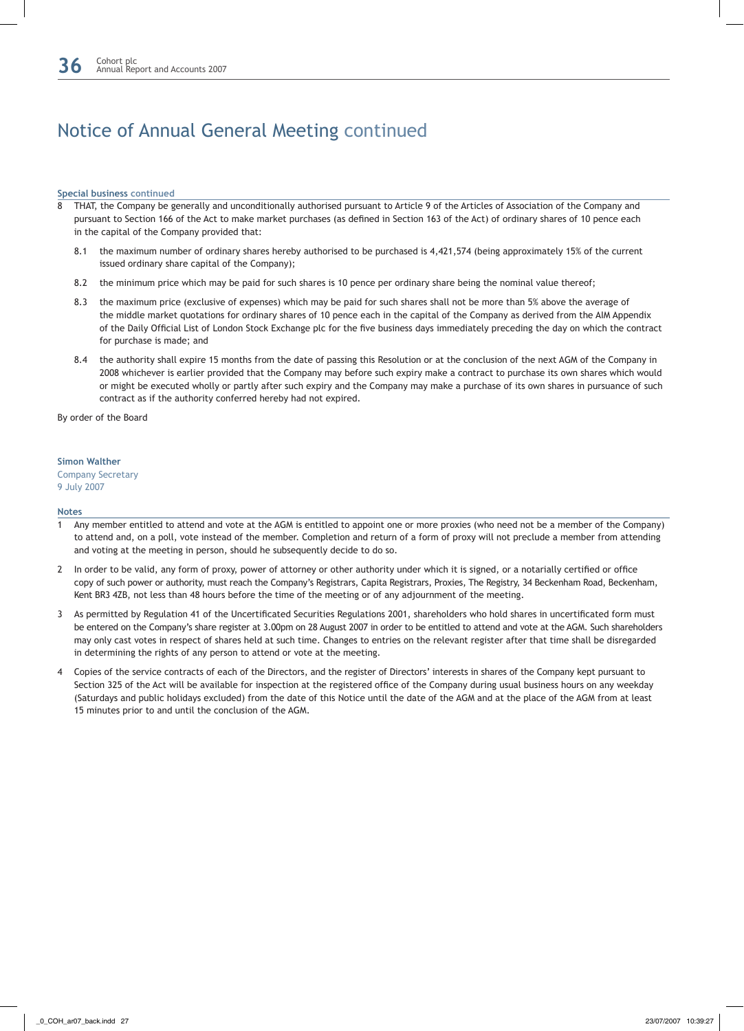# Notice of Annual General Meeting continued

### Special business continued

8 THAT, the Company be generally and unconditionally authorised pursuant to Article 9 of the Articles of Association of the Company and pursuant to Section 166 of the Act to make market purchases (as defined in Section 163 of the Act) of ordinary shares of 10 pence each in the capital of the Company provided that:

8.1 the maximum number of ordinary shares hereby authorised to be purchased is 4,421,574 (being approximately 15% of the current issued ordinary share capital of the Company);

8.2 the minimum price which may be paid for such shares is 10 pence per ordinary share being the nominal value thereof;

8.3 the maximum price (exclusive of expenses) which may be paid for such shares shall not be more than 5% above the average of the middle market quotations for ordinary shares of 10 pence each in the capital of the Company as derived from the AIM Appendix of the Daily Official List of London Stock Exchange plc for the five business days immediately preceding the day on which the contract for purchase is made; and

8.4 the authority shall expire 15 months from the date of passing this Resolution or at the conclusion of the next AGM of the Company in 2008 whichever is earlier provided that the Company may before such expiry make a contract to purchase its own shares which would or might be executed wholly or partly after such expiry and the Company may make a purchase of its own shares in pursuance of such contract as if the authority conferred hereby had not expired.

By order of the Board

**Simon Walther**
Company Secretary
9 July 2007

### Notes

1 Any member entitled to attend and vote at the AGM is entitled to appoint one or more proxies (who need not be a member of the Company) to attend and, on a poll, vote instead of the member. Completion and return of a form of proxy will not preclude a member from attending and voting at the meeting in person, should he subsequently decide to do so.

2 In order to be valid, any form of proxy, power of attorney or other authority under which it is signed, or a notarially certified or office copy of such power or authority, must reach the Company's Registrars, Capita Registrars, Proxies, The Registry, 34 Beckenham Road, Beckenham, Kent BR3 4ZB, not less than 48 hours before the time of the meeting or of any adjournment of the meeting.

3 As permitted by Regulation 41 of the Uncertificated Securities Regulations 2001, shareholders who hold shares in uncertificated form must be entered on the Company's share register at 3.00pm on 28 August 2007 in order to be entitled to attend and vote at the AGM. Such shareholders may only cast votes in respect of shares held at such time. Changes to entries on the relevant register after that time shall be disregarded in determining the rights of any person to attend or vote at the meeting.

4 Copies of the service contracts of each of the Directors, and the register of Directors' interests in shares of the Company kept pursuant to Section 325 of the Act will be available for inspection at the registered office of the Company during usual business hours on any weekday (Saturdays and public holidays excluded) from the date of this Notice until the date of the AGM and at the place of the AGM from at least 15 minutes prior to and until the conclusion of the AGM.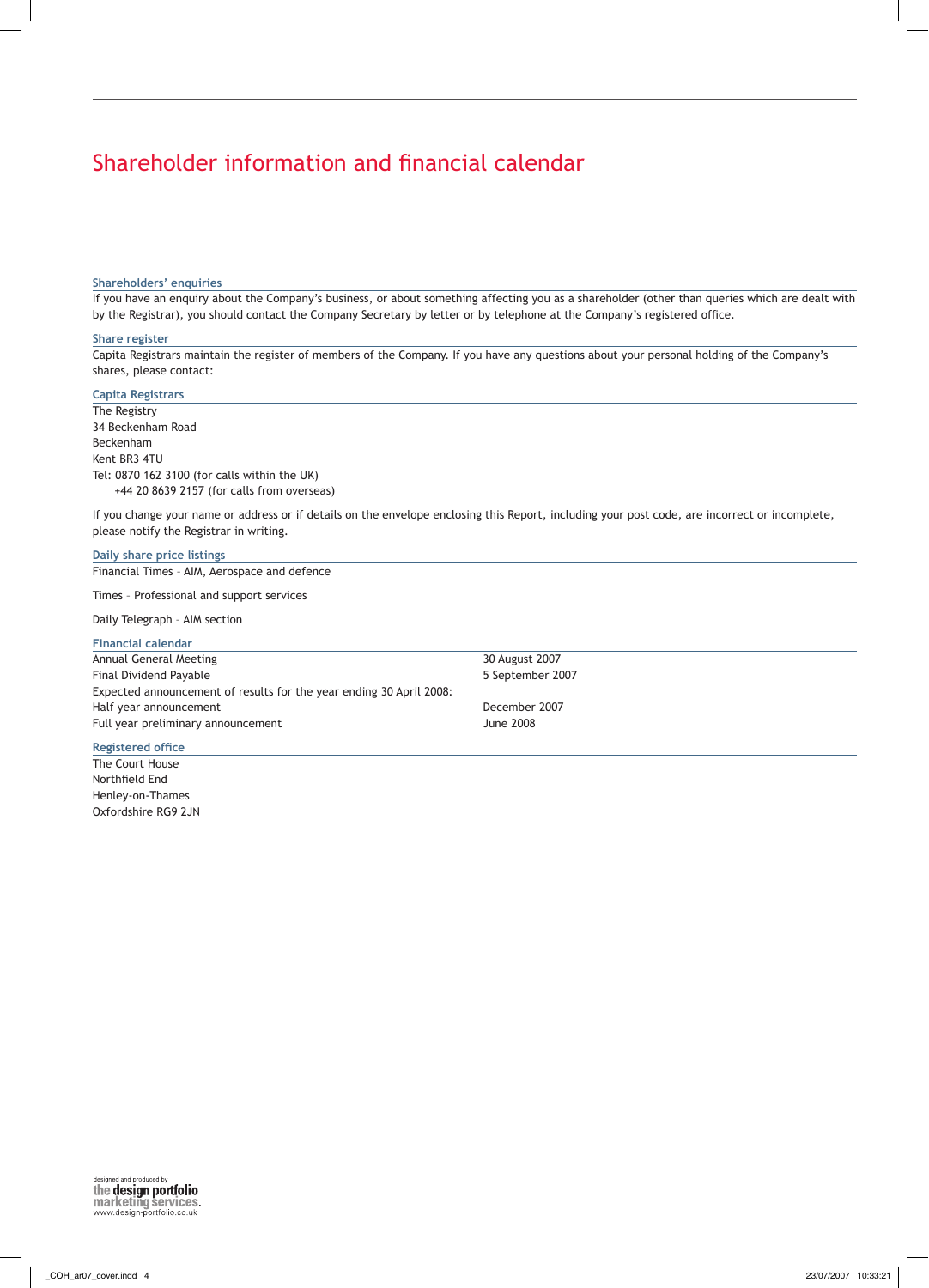# Shareholder information and financial calendar

## Shareholders' enquiries

If you have an enquiry about the Company's business, or about something affecting you as a shareholder (other than queries which are dealt with by the Registrar), you should contact the Company Secretary by letter or by telephone at the Company's registered office.

## Share register

Capita Registrars maintain the register of members of the Company. If you have any questions about your personal holding of the Company's shares, please contact:

## Capita Registrars

The Registry
34 Beckenham Road
Beckenham
Kent BR3 4TU
Tel: 0870 162 3100 (for calls within the UK)
+44 20 8639 2157 (for calls from overseas)

If you change your name or address or if details on the envelope enclosing this Report, including your post code, are incorrect or incomplete, please notify the Registrar in writing.

## Daily share price listings

Financial Times – AIM, Aerospace and defence

Times – Professional and support services

Daily Telegraph – AIM section

## Financial calendar

| | |
|---|---|
| Annual General Meeting | 30 August 2007 |
| Final Dividend Payable | 5 September 2007 |
| Expected announcement of results for the year ending 30 April 2008: | |
| Half year announcement | December 2007 |
| Full year preliminary announcement | June 2008 |

## Registered office

The Court House
Northfield End
Henley-on-Thames
Oxfordshire RG9 2JN

designed and produced by
the design portfolio
marketing services.
www.design-portfolio.co.uk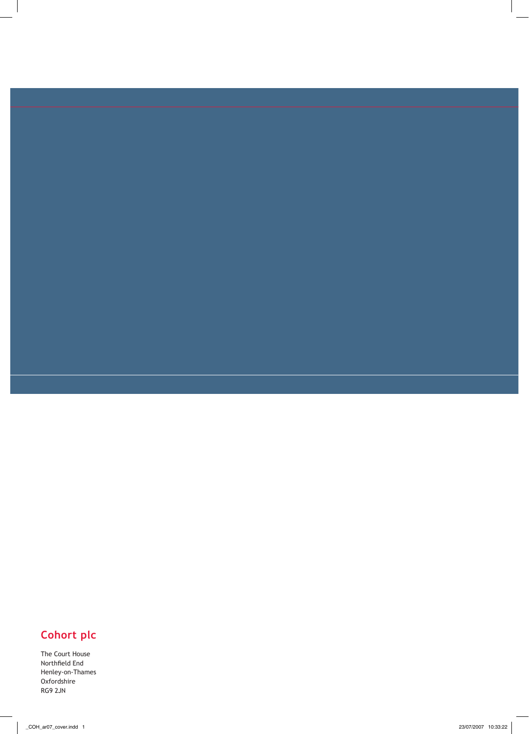**Cohort plc**

The Court House
Northfield End
Henley-on-Thames
Oxfordshire
RG9 2JN